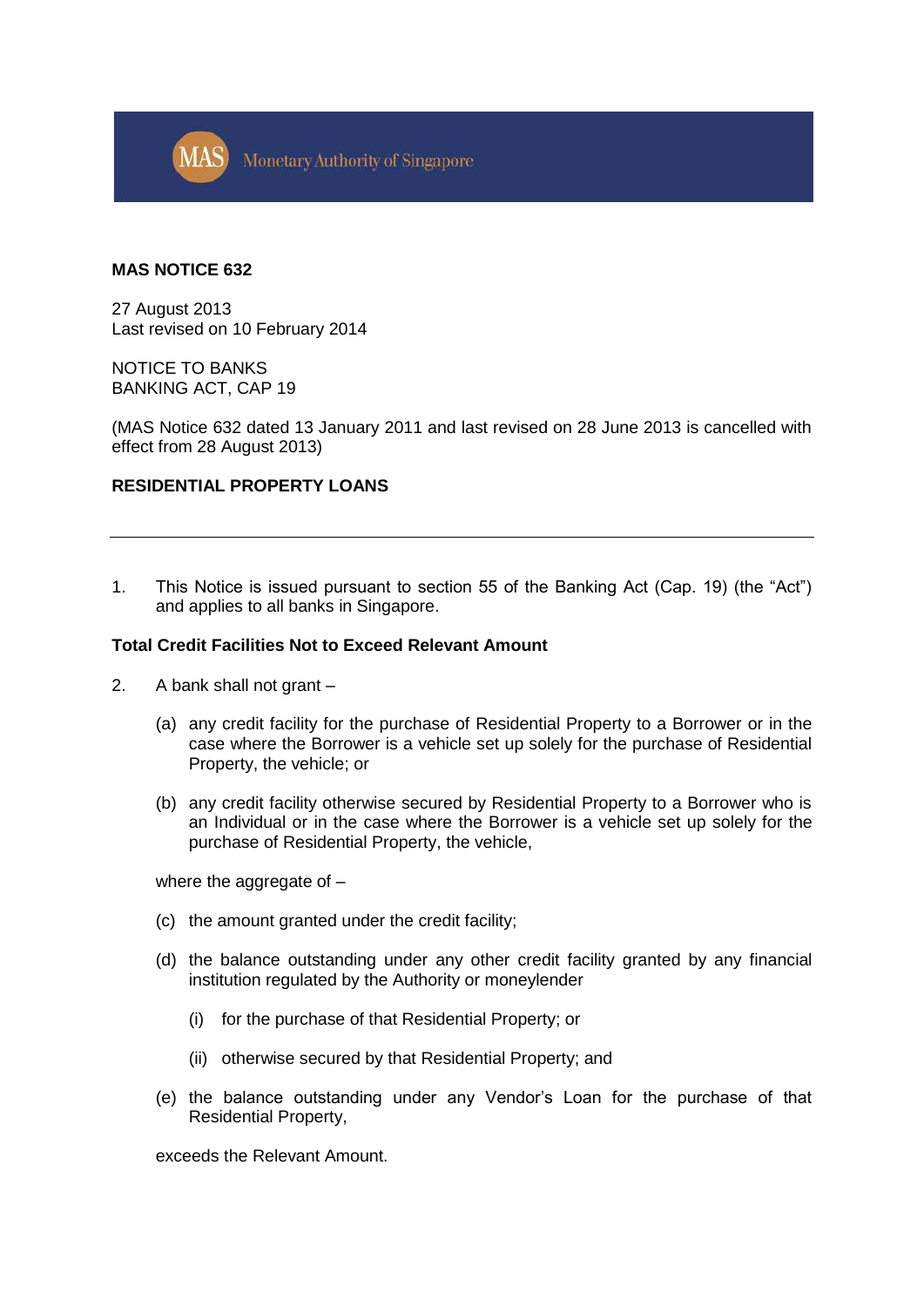MAS Monetary Authority of Singapore

**MAS NOTICE 632**

27 August 2013
Last revised on 10 February 2014

NOTICE TO BANKS
BANKING ACT, CAP 19

(MAS Notice 632 dated 13 January 2011 and last revised on 28 June 2013 is cancelled with effect from 28 August 2013)

**RESIDENTIAL PROPERTY LOANS**

---

1. This Notice is issued pursuant to section 55 of the Banking Act (Cap. 19) (the "Act") and applies to all banks in Singapore.

**Total Credit Facilities Not to Exceed Relevant Amount**

2. A bank shall not grant –

   (a) any credit facility for the purchase of Residential Property to a Borrower or in the case where the Borrower is a vehicle set up solely for the purchase of Residential Property, the vehicle; or

   (b) any credit facility otherwise secured by Residential Property to a Borrower who is an Individual or in the case where the Borrower is a vehicle set up solely for the purchase of Residential Property, the vehicle,

   where the aggregate of –

   (c) the amount granted under the credit facility;

   (d) the balance outstanding under any other credit facility granted by any financial institution regulated by the Authority or moneylender

      (i) for the purchase of that Residential Property; or

      (ii) otherwise secured by that Residential Property; and

   (e) the balance outstanding under any Vendor's Loan for the purchase of that Residential Property,

   exceeds the Relevant Amount.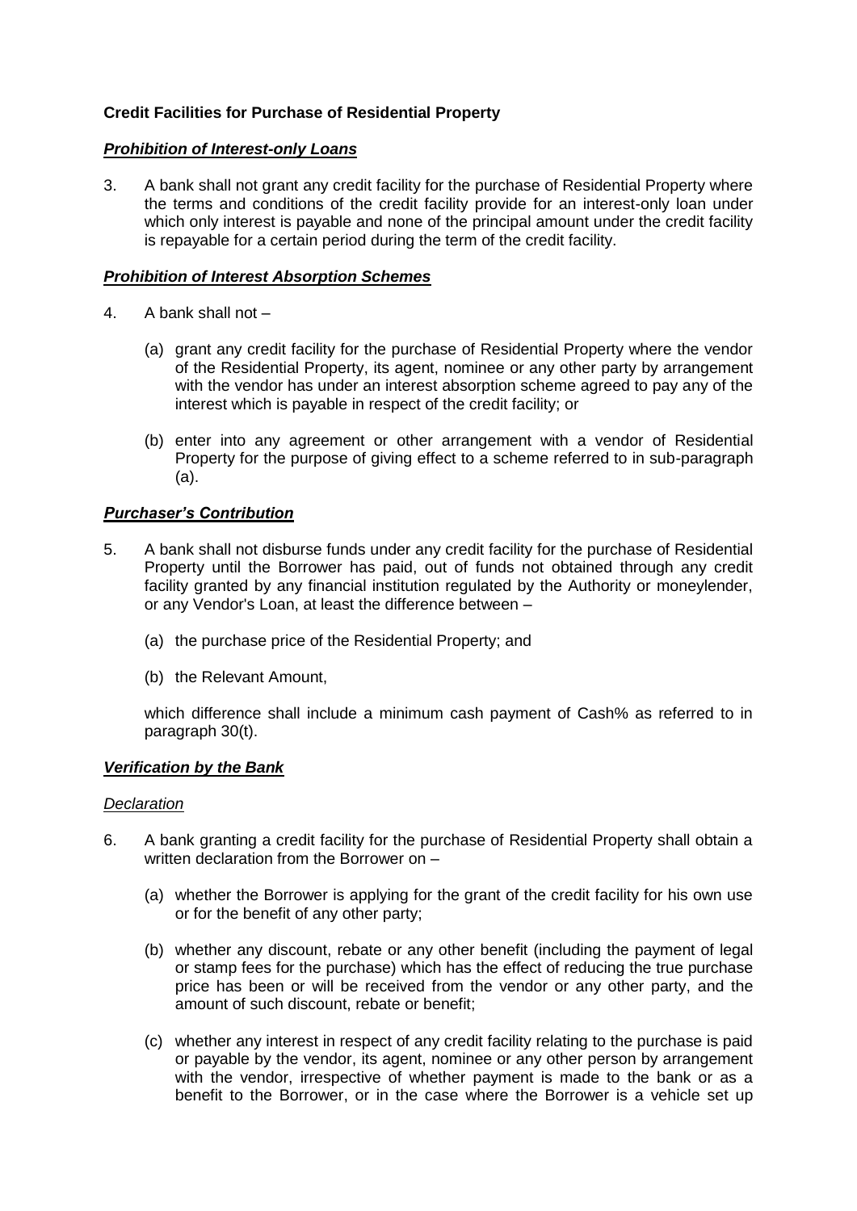**Credit Facilities for Purchase of Residential Property**

***Prohibition of Interest-only Loans***

3. A bank shall not grant any credit facility for the purchase of Residential Property where the terms and conditions of the credit facility provide for an interest-only loan under which only interest is payable and none of the principal amount under the credit facility is repayable for a certain period during the term of the credit facility.

***Prohibition of Interest Absorption Schemes***

4. A bank shall not –

   (a) grant any credit facility for the purchase of Residential Property where the vendor of the Residential Property, its agent, nominee or any other party by arrangement with the vendor has under an interest absorption scheme agreed to pay any of the interest which is payable in respect of the credit facility; or

   (b) enter into any agreement or other arrangement with a vendor of Residential Property for the purpose of giving effect to a scheme referred to in sub-paragraph (a).

***Purchaser's Contribution***

5. A bank shall not disburse funds under any credit facility for the purchase of Residential Property until the Borrower has paid, out of funds not obtained through any credit facility granted by any financial institution regulated by the Authority or moneylender, or any Vendor's Loan, at least the difference between –

   (a) the purchase price of the Residential Property; and

   (b) the Relevant Amount,

   which difference shall include a minimum cash payment of Cash% as referred to in paragraph 30(t).

***Verification by the Bank***

*Declaration*

6. A bank granting a credit facility for the purchase of Residential Property shall obtain a written declaration from the Borrower on –

   (a) whether the Borrower is applying for the grant of the credit facility for his own use or for the benefit of any other party;

   (b) whether any discount, rebate or any other benefit (including the payment of legal or stamp fees for the purchase) which has the effect of reducing the true purchase price has been or will be received from the vendor or any other party, and the amount of such discount, rebate or benefit;

   (c) whether any interest in respect of any credit facility relating to the purchase is paid or payable by the vendor, its agent, nominee or any other person by arrangement with the vendor, irrespective of whether payment is made to the bank or as a benefit to the Borrower, or in the case where the Borrower is a vehicle set up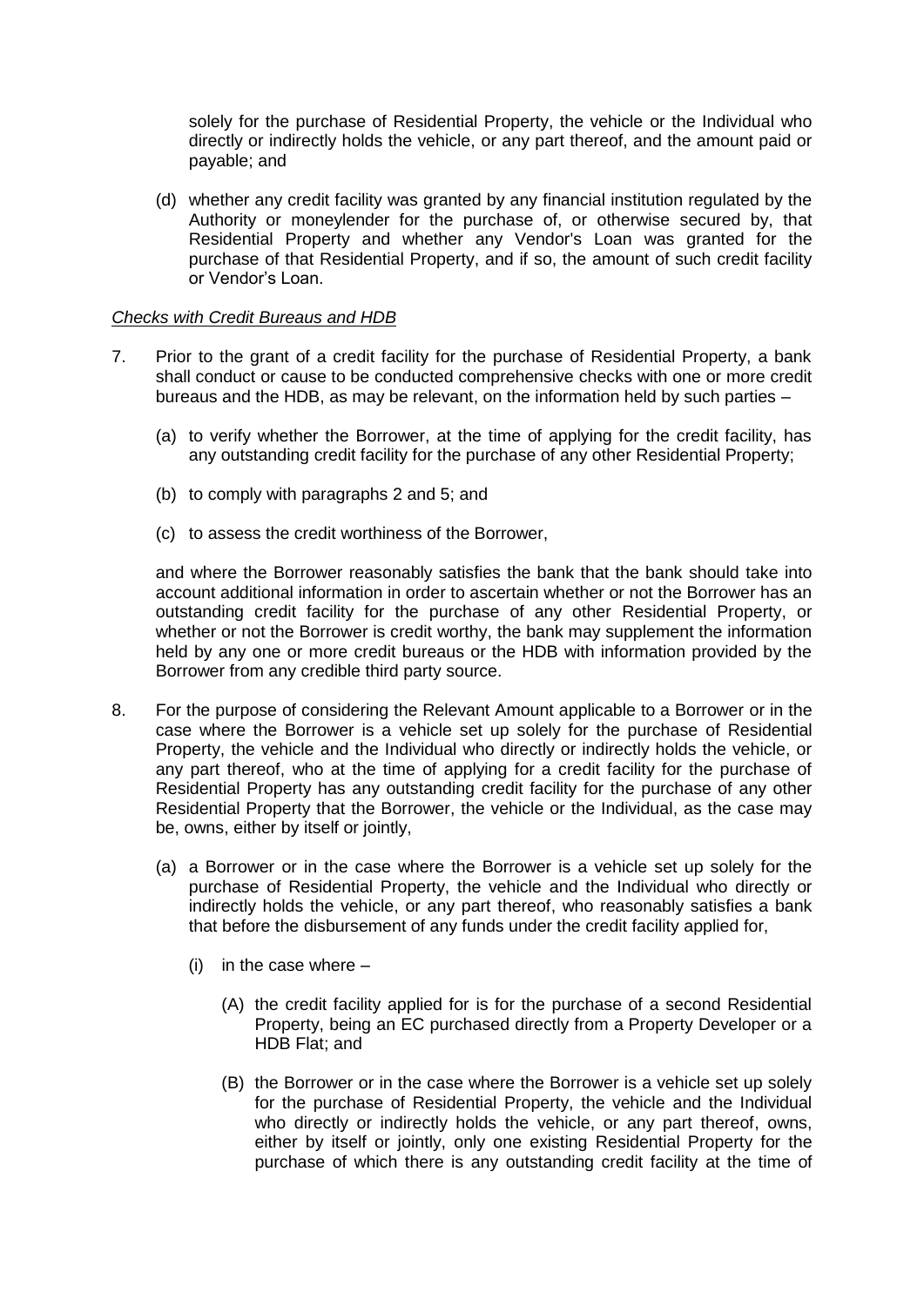solely for the purchase of Residential Property, the vehicle or the Individual who directly or indirectly holds the vehicle, or any part thereof, and the amount paid or payable; and

(d) whether any credit facility was granted by any financial institution regulated by the Authority or moneylender for the purchase of, or otherwise secured by, that Residential Property and whether any Vendor's Loan was granted for the purchase of that Residential Property, and if so, the amount of such credit facility or Vendor's Loan.

*Checks with Credit Bureaus and HDB*

7. Prior to the grant of a credit facility for the purchase of Residential Property, a bank shall conduct or cause to be conducted comprehensive checks with one or more credit bureaus and the HDB, as may be relevant, on the information held by such parties –

   (a) to verify whether the Borrower, at the time of applying for the credit facility, has any outstanding credit facility for the purchase of any other Residential Property;

   (b) to comply with paragraphs 2 and 5; and

   (c) to assess the credit worthiness of the Borrower,

   and where the Borrower reasonably satisfies the bank that the bank should take into account additional information in order to ascertain whether or not the Borrower has an outstanding credit facility for the purchase of any other Residential Property, or whether or not the Borrower is credit worthy, the bank may supplement the information held by any one or more credit bureaus or the HDB with information provided by the Borrower from any credible third party source.

8. For the purpose of considering the Relevant Amount applicable to a Borrower or in the case where the Borrower is a vehicle set up solely for the purchase of Residential Property, the vehicle and the Individual who directly or indirectly holds the vehicle, or any part thereof, who at the time of applying for a credit facility for the purchase of Residential Property has any outstanding credit facility for the purchase of any other Residential Property that the Borrower, the vehicle or the Individual, as the case may be, owns, either by itself or jointly,

   (a) a Borrower or in the case where the Borrower is a vehicle set up solely for the purchase of Residential Property, the vehicle and the Individual who directly or indirectly holds the vehicle, or any part thereof, who reasonably satisfies a bank that before the disbursement of any funds under the credit facility applied for,

      (i) in the case where –

         (A) the credit facility applied for is for the purchase of a second Residential Property, being an EC purchased directly from a Property Developer or a HDB Flat; and

         (B) the Borrower or in the case where the Borrower is a vehicle set up solely for the purchase of Residential Property, the vehicle and the Individual who directly or indirectly holds the vehicle, or any part thereof, owns, either by itself or jointly, only one existing Residential Property for the purchase of which there is any outstanding credit facility at the time of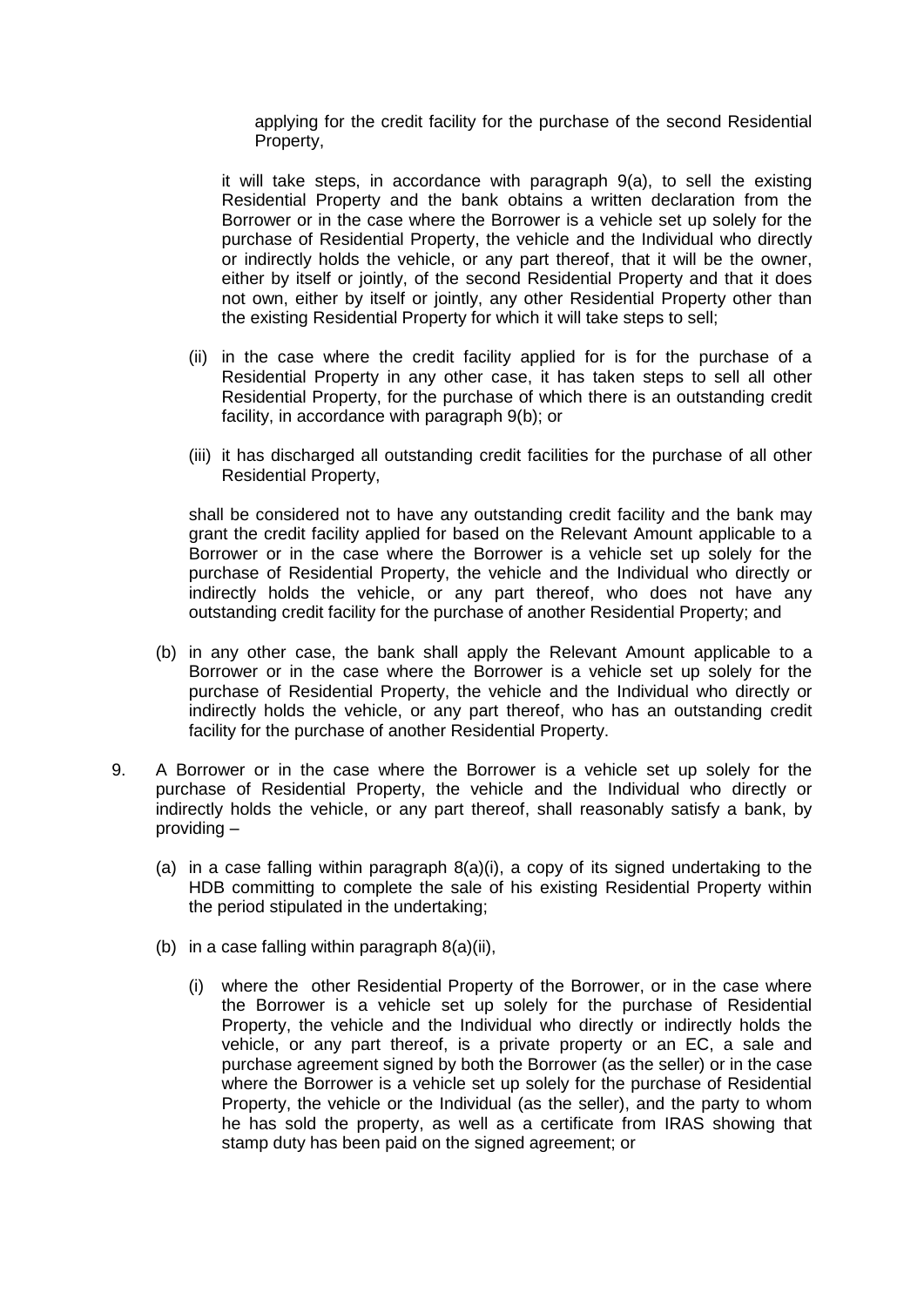applying for the credit facility for the purchase of the second Residential Property,

it will take steps, in accordance with paragraph 9(a), to sell the existing Residential Property and the bank obtains a written declaration from the Borrower or in the case where the Borrower is a vehicle set up solely for the purchase of Residential Property, the vehicle and the Individual who directly or indirectly holds the vehicle, or any part thereof, that it will be the owner, either by itself or jointly, of the second Residential Property and that it does not own, either by itself or jointly, any other Residential Property other than the existing Residential Property for which it will take steps to sell;

(ii) in the case where the credit facility applied for is for the purchase of a Residential Property in any other case, it has taken steps to sell all other Residential Property, for the purchase of which there is an outstanding credit facility, in accordance with paragraph 9(b); or

(iii) it has discharged all outstanding credit facilities for the purchase of all other Residential Property,

shall be considered not to have any outstanding credit facility and the bank may grant the credit facility applied for based on the Relevant Amount applicable to a Borrower or in the case where the Borrower is a vehicle set up solely for the purchase of Residential Property, the vehicle and the Individual who directly or indirectly holds the vehicle, or any part thereof, who does not have any outstanding credit facility for the purchase of another Residential Property; and

(b) in any other case, the bank shall apply the Relevant Amount applicable to a Borrower or in the case where the Borrower is a vehicle set up solely for the purchase of Residential Property, the vehicle and the Individual who directly or indirectly holds the vehicle, or any part thereof, who has an outstanding credit facility for the purchase of another Residential Property.

9. A Borrower or in the case where the Borrower is a vehicle set up solely for the purchase of Residential Property, the vehicle and the Individual who directly or indirectly holds the vehicle, or any part thereof, shall reasonably satisfy a bank, by providing –

   (a) in a case falling within paragraph 8(a)(i), a copy of its signed undertaking to the HDB committing to complete the sale of his existing Residential Property within the period stipulated in the undertaking;

   (b) in a case falling within paragraph 8(a)(ii),

      (i) where the other Residential Property of the Borrower, or in the case where the Borrower is a vehicle set up solely for the purchase of Residential Property, the vehicle and the Individual who directly or indirectly holds the vehicle, or any part thereof, is a private property or an EC, a sale and purchase agreement signed by both the Borrower (as the seller) or in the case where the Borrower is a vehicle set up solely for the purchase of Residential Property, the vehicle or the Individual (as the seller), and the party to whom he has sold the property, as well as a certificate from IRAS showing that stamp duty has been paid on the signed agreement; or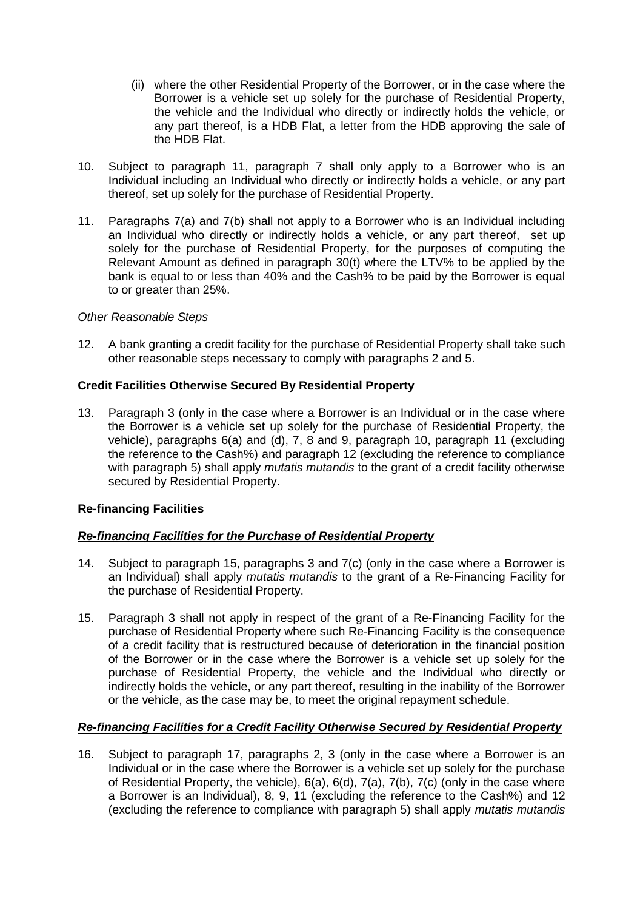(ii) where the other Residential Property of the Borrower, or in the case where the Borrower is a vehicle set up solely for the purchase of Residential Property, the vehicle and the Individual who directly or indirectly holds the vehicle, or any part thereof, is a HDB Flat, a letter from the HDB approving the sale of the HDB Flat.

10. Subject to paragraph 11, paragraph 7 shall only apply to a Borrower who is an Individual including an Individual who directly or indirectly holds a vehicle, or any part thereof, set up solely for the purchase of Residential Property.

11. Paragraphs 7(a) and 7(b) shall not apply to a Borrower who is an Individual including an Individual who directly or indirectly holds a vehicle, or any part thereof, set up solely for the purchase of Residential Property, for the purposes of computing the Relevant Amount as defined in paragraph 30(t) where the LTV% to be applied by the bank is equal to or less than 40% and the Cash% to be paid by the Borrower is equal to or greater than 25%.

*Other Reasonable Steps*

12. A bank granting a credit facility for the purchase of Residential Property shall take such other reasonable steps necessary to comply with paragraphs 2 and 5.

**Credit Facilities Otherwise Secured By Residential Property**

13. Paragraph 3 (only in the case where a Borrower is an Individual or in the case where the Borrower is a vehicle set up solely for the purchase of Residential Property, the vehicle), paragraphs 6(a) and (d), 7, 8 and 9, paragraph 10, paragraph 11 (excluding the reference to the Cash%) and paragraph 12 (excluding the reference to compliance with paragraph 5) shall apply *mutatis mutandis* to the grant of a credit facility otherwise secured by Residential Property.

**Re-financing Facilities**

***Re-financing Facilities for the Purchase of Residential Property***

14. Subject to paragraph 15, paragraphs 3 and 7(c) (only in the case where a Borrower is an Individual) shall apply *mutatis mutandis* to the grant of a Re-Financing Facility for the purchase of Residential Property.

15. Paragraph 3 shall not apply in respect of the grant of a Re-Financing Facility for the purchase of Residential Property where such Re-Financing Facility is the consequence of a credit facility that is restructured because of deterioration in the financial position of the Borrower or in the case where the Borrower is a vehicle set up solely for the purchase of Residential Property, the vehicle and the Individual who directly or indirectly holds the vehicle, or any part thereof, resulting in the inability of the Borrower or the vehicle, as the case may be, to meet the original repayment schedule.

***Re-financing Facilities for a Credit Facility Otherwise Secured by Residential Property***

16. Subject to paragraph 17, paragraphs 2, 3 (only in the case where a Borrower is an Individual or in the case where the Borrower is a vehicle set up solely for the purchase of Residential Property, the vehicle), 6(a), 6(d), 7(a), 7(b), 7(c) (only in the case where a Borrower is an Individual), 8, 9, 11 (excluding the reference to the Cash%) and 12 (excluding the reference to compliance with paragraph 5) shall apply *mutatis mutandis*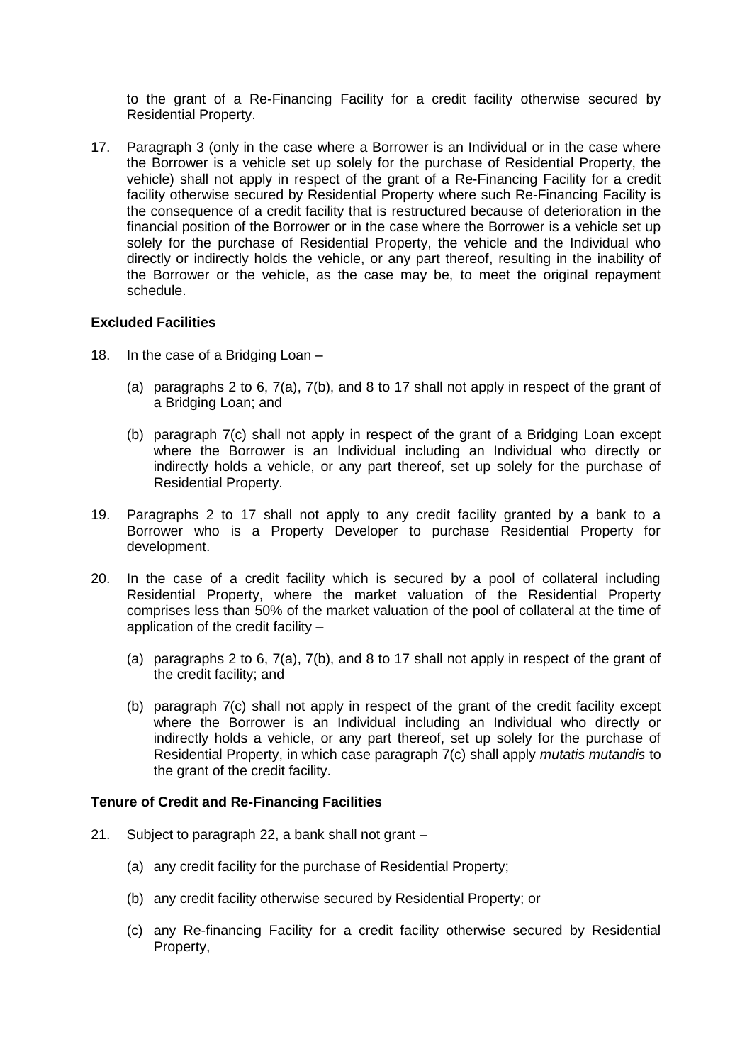to the grant of a Re-Financing Facility for a credit facility otherwise secured by Residential Property.

17. Paragraph 3 (only in the case where a Borrower is an Individual or in the case where the Borrower is a vehicle set up solely for the purchase of Residential Property, the vehicle) shall not apply in respect of the grant of a Re-Financing Facility for a credit facility otherwise secured by Residential Property where such Re-Financing Facility is the consequence of a credit facility that is restructured because of deterioration in the financial position of the Borrower or in the case where the Borrower is a vehicle set up solely for the purchase of Residential Property, the vehicle and the Individual who directly or indirectly holds the vehicle, or any part thereof, resulting in the inability of the Borrower or the vehicle, as the case may be, to meet the original repayment schedule.

**Excluded Facilities**

18. In the case of a Bridging Loan –

    (a) paragraphs 2 to 6, 7(a), 7(b), and 8 to 17 shall not apply in respect of the grant of a Bridging Loan; and

    (b) paragraph 7(c) shall not apply in respect of the grant of a Bridging Loan except where the Borrower is an Individual including an Individual who directly or indirectly holds a vehicle, or any part thereof, set up solely for the purchase of Residential Property.

19. Paragraphs 2 to 17 shall not apply to any credit facility granted by a bank to a Borrower who is a Property Developer to purchase Residential Property for development.

20. In the case of a credit facility which is secured by a pool of collateral including Residential Property, where the market valuation of the Residential Property comprises less than 50% of the market valuation of the pool of collateral at the time of application of the credit facility –

    (a) paragraphs 2 to 6, 7(a), 7(b), and 8 to 17 shall not apply in respect of the grant of the credit facility; and

    (b) paragraph 7(c) shall not apply in respect of the grant of the credit facility except where the Borrower is an Individual including an Individual who directly or indirectly holds a vehicle, or any part thereof, set up solely for the purchase of Residential Property, in which case paragraph 7(c) shall apply *mutatis mutandis* to the grant of the credit facility.

**Tenure of Credit and Re-Financing Facilities**

21. Subject to paragraph 22, a bank shall not grant –

    (a) any credit facility for the purchase of Residential Property;

    (b) any credit facility otherwise secured by Residential Property; or

    (c) any Re-financing Facility for a credit facility otherwise secured by Residential Property,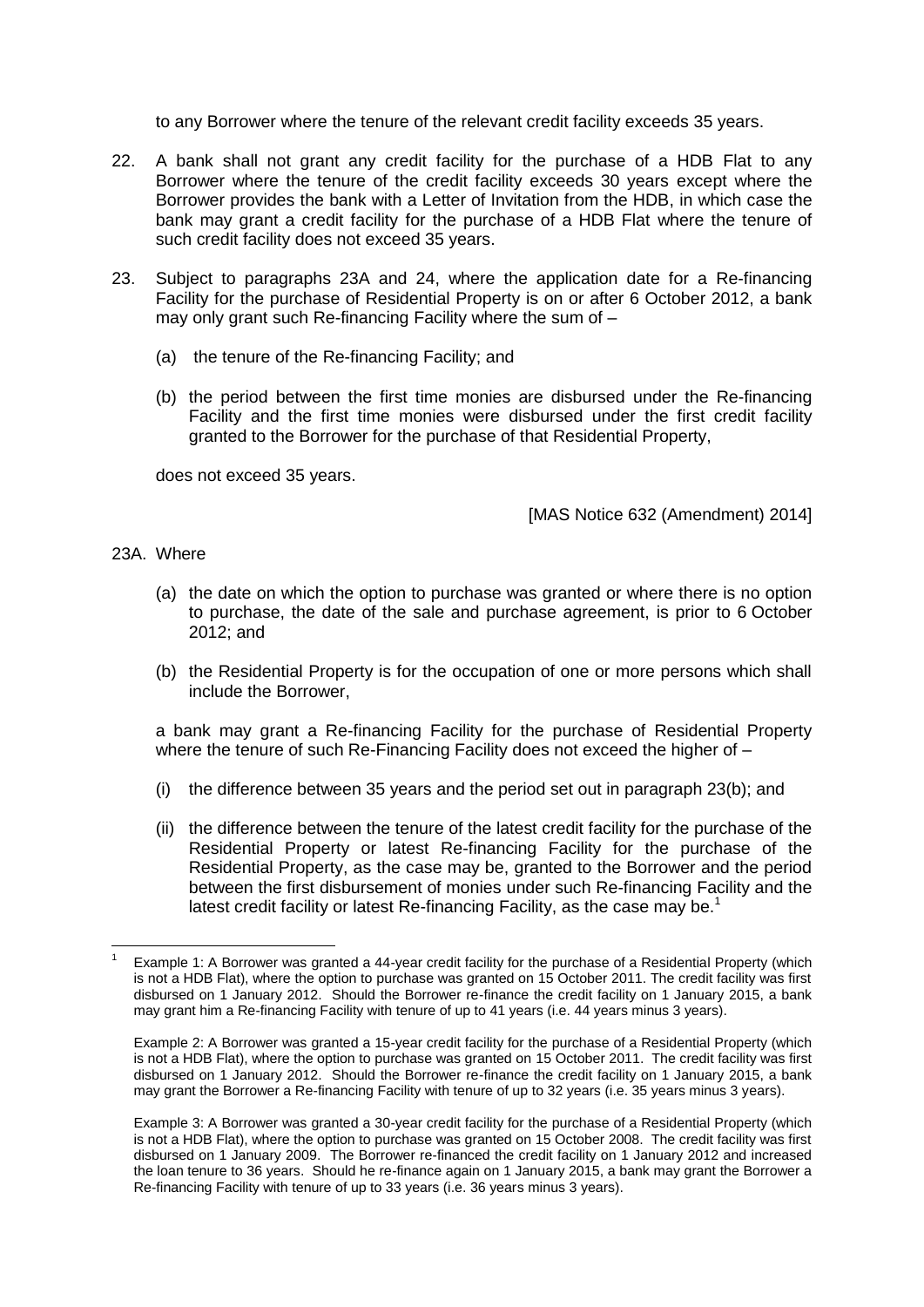to any Borrower where the tenure of the relevant credit facility exceeds 35 years.

22. A bank shall not grant any credit facility for the purchase of a HDB Flat to any Borrower where the tenure of the credit facility exceeds 30 years except where the Borrower provides the bank with a Letter of Invitation from the HDB, in which case the bank may grant a credit facility for the purchase of a HDB Flat where the tenure of such credit facility does not exceed 35 years.

23. Subject to paragraphs 23A and 24, where the application date for a Re-financing Facility for the purchase of Residential Property is on or after 6 October 2012, a bank may only grant such Re-financing Facility where the sum of –

    (a) the tenure of the Re-financing Facility; and

    (b) the period between the first time monies are disbursed under the Re-financing Facility and the first time monies were disbursed under the first credit facility granted to the Borrower for the purchase of that Residential Property,

    does not exceed 35 years.

[MAS Notice 632 (Amendment) 2014]

23A. Where

    (a) the date on which the option to purchase was granted or where there is no option to purchase, the date of the sale and purchase agreement, is prior to 6 October 2012; and

    (b) the Residential Property is for the occupation of one or more persons which shall include the Borrower,

    a bank may grant a Re-financing Facility for the purchase of Residential Property where the tenure of such Re-Financing Facility does not exceed the higher of –

    (i) the difference between 35 years and the period set out in paragraph 23(b); and

    (ii) the difference between the tenure of the latest credit facility for the purchase of the Residential Property or latest Re-financing Facility for the purchase of the Residential Property, as the case may be, granted to the Borrower and the period between the first disbursement of monies under such Re-financing Facility and the latest credit facility or latest Re-financing Facility, as the case may be.[1]

---

[1] Example 1: A Borrower was granted a 44-year credit facility for the purchase of a Residential Property (which is not a HDB Flat), where the option to purchase was granted on 15 October 2011. The credit facility was first disbursed on 1 January 2012. Should the Borrower re-finance the credit facility on 1 January 2015, a bank may grant him a Re-financing Facility with tenure of up to 41 years (i.e. 44 years minus 3 years).

Example 2: A Borrower was granted a 15-year credit facility for the purchase of a Residential Property (which is not a HDB Flat), where the option to purchase was granted on 15 October 2011. The credit facility was first disbursed on 1 January 2012. Should the Borrower re-finance the credit facility on 1 January 2015, a bank may grant the Borrower a Re-financing Facility with tenure of up to 32 years (i.e. 35 years minus 3 years).

Example 3: A Borrower was granted a 30-year credit facility for the purchase of a Residential Property (which is not a HDB Flat), where the option to purchase was granted on 15 October 2008. The credit facility was first disbursed on 1 January 2009. The Borrower re-financed the credit facility on 1 January 2012 and increased the loan tenure to 36 years. Should he re-finance again on 1 January 2015, a bank may grant the Borrower a Re-financing Facility with tenure of up to 33 years (i.e. 36 years minus 3 years).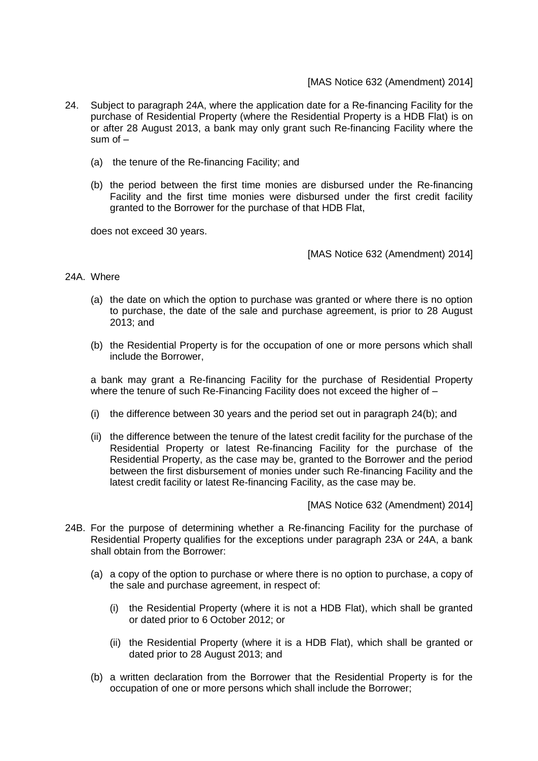[MAS Notice 632 (Amendment) 2014]

24. Subject to paragraph 24A, where the application date for a Re-financing Facility for the purchase of Residential Property (where the Residential Property is a HDB Flat) is on or after 28 August 2013, a bank may only grant such Re-financing Facility where the sum of –

    (a) the tenure of the Re-financing Facility; and

    (b) the period between the first time monies are disbursed under the Re-financing Facility and the first time monies were disbursed under the first credit facility granted to the Borrower for the purchase of that HDB Flat,

    does not exceed 30 years.

[MAS Notice 632 (Amendment) 2014]

24A. Where

    (a) the date on which the option to purchase was granted or where there is no option to purchase, the date of the sale and purchase agreement, is prior to 28 August 2013; and

    (b) the Residential Property is for the occupation of one or more persons which shall include the Borrower,

    a bank may grant a Re-financing Facility for the purchase of Residential Property where the tenure of such Re-Financing Facility does not exceed the higher of –

    (i) the difference between 30 years and the period set out in paragraph 24(b); and

    (ii) the difference between the tenure of the latest credit facility for the purchase of the Residential Property or latest Re-financing Facility for the purchase of the Residential Property, as the case may be, granted to the Borrower and the period between the first disbursement of monies under such Re-financing Facility and the latest credit facility or latest Re-financing Facility, as the case may be.

[MAS Notice 632 (Amendment) 2014]

24B. For the purpose of determining whether a Re-financing Facility for the purchase of Residential Property qualifies for the exceptions under paragraph 23A or 24A, a bank shall obtain from the Borrower:

    (a) a copy of the option to purchase or where there is no option to purchase, a copy of the sale and purchase agreement, in respect of:

        (i) the Residential Property (where it is not a HDB Flat), which shall be granted or dated prior to 6 October 2012; or

        (ii) the Residential Property (where it is a HDB Flat), which shall be granted or dated prior to 28 August 2013; and

    (b) a written declaration from the Borrower that the Residential Property is for the occupation of one or more persons which shall include the Borrower;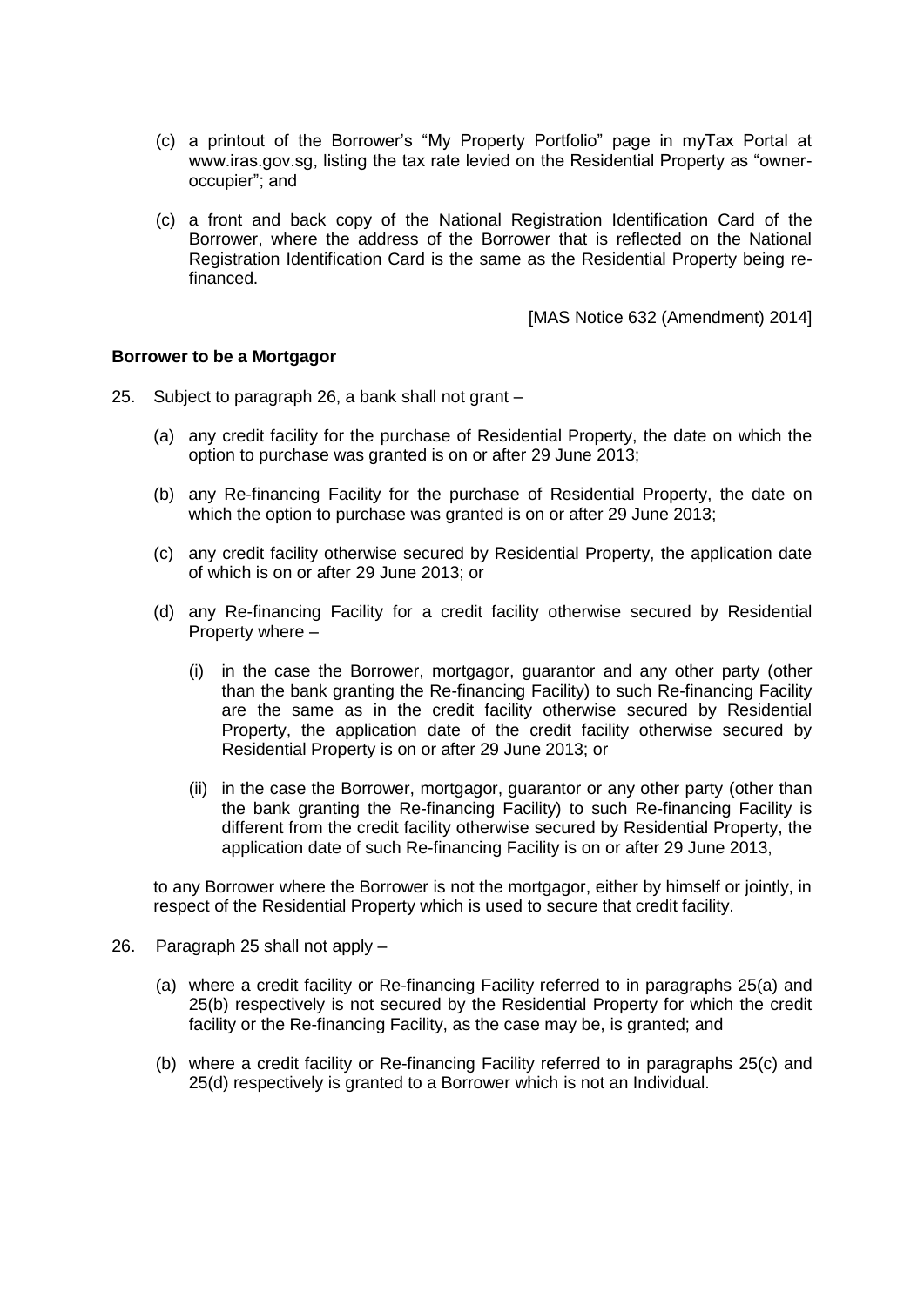(c) a printout of the Borrower's "My Property Portfolio" page in myTax Portal at www.iras.gov.sg, listing the tax rate levied on the Residential Property as "owner-occupier"; and

(c) a front and back copy of the National Registration Identification Card of the Borrower, where the address of the Borrower that is reflected on the National Registration Identification Card is the same as the Residential Property being re-financed.

[MAS Notice 632 (Amendment) 2014]

**Borrower to be a Mortgagor**

25. Subject to paragraph 26, a bank shall not grant –

(a) any credit facility for the purchase of Residential Property, the date on which the option to purchase was granted is on or after 29 June 2013;

(b) any Re-financing Facility for the purchase of Residential Property, the date on which the option to purchase was granted is on or after 29 June 2013;

(c) any credit facility otherwise secured by Residential Property, the application date of which is on or after 29 June 2013; or

(d) any Re-financing Facility for a credit facility otherwise secured by Residential Property where –

(i) in the case the Borrower, mortgagor, guarantor and any other party (other than the bank granting the Re-financing Facility) to such Re-financing Facility are the same as in the credit facility otherwise secured by Residential Property, the application date of the credit facility otherwise secured by Residential Property is on or after 29 June 2013; or

(ii) in the case the Borrower, mortgagor, guarantor or any other party (other than the bank granting the Re-financing Facility) to such Re-financing Facility is different from the credit facility otherwise secured by Residential Property, the application date of such Re-financing Facility is on or after 29 June 2013,

to any Borrower where the Borrower is not the mortgagor, either by himself or jointly, in respect of the Residential Property which is used to secure that credit facility.

26. Paragraph 25 shall not apply –

(a) where a credit facility or Re-financing Facility referred to in paragraphs 25(a) and 25(b) respectively is not secured by the Residential Property for which the credit facility or the Re-financing Facility, as the case may be, is granted; and

(b) where a credit facility or Re-financing Facility referred to in paragraphs 25(c) and 25(d) respectively is granted to a Borrower which is not an Individual.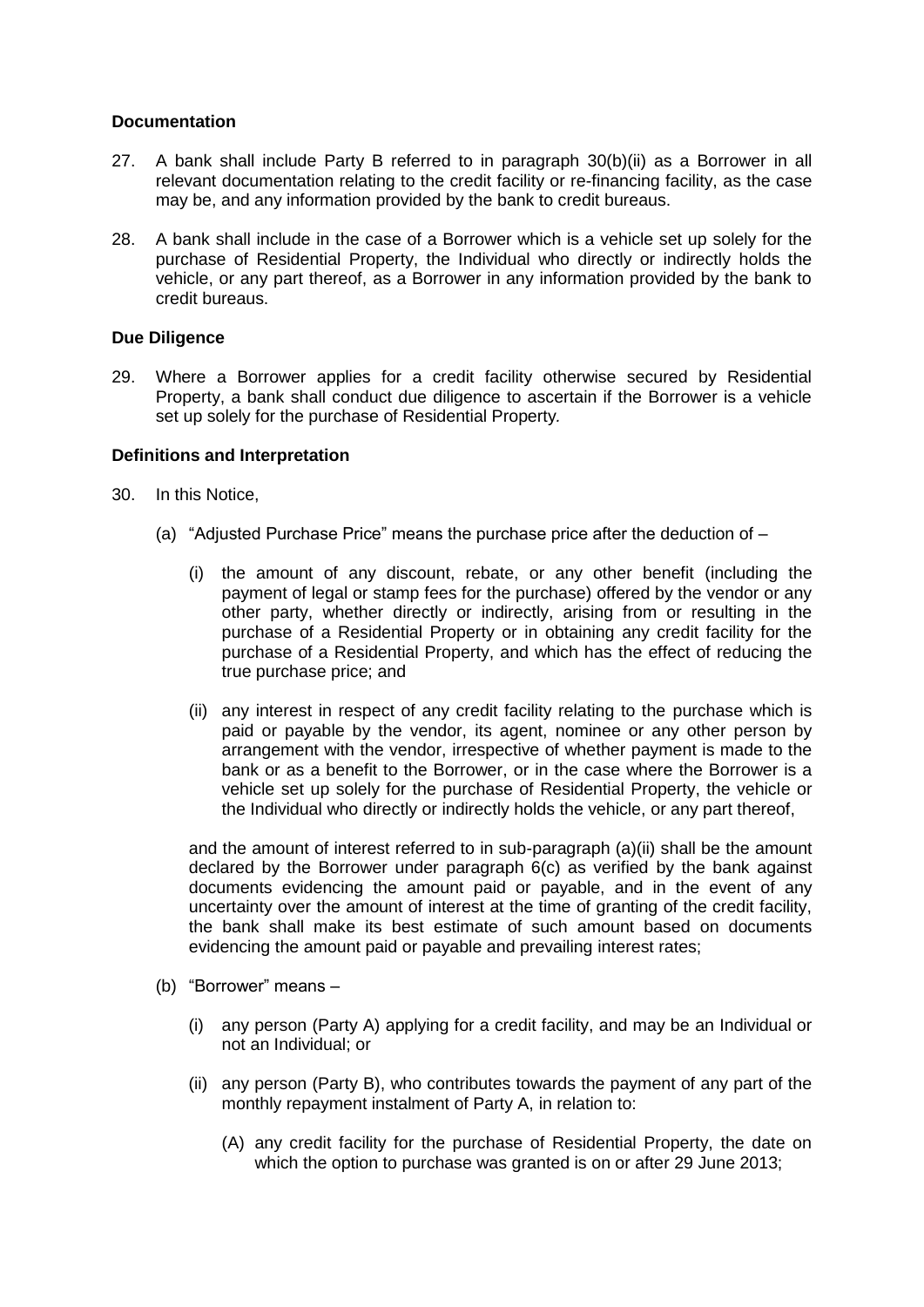**Documentation**

27. A bank shall include Party B referred to in paragraph 30(b)(ii) as a Borrower in all relevant documentation relating to the credit facility or re-financing facility, as the case may be, and any information provided by the bank to credit bureaus.

28. A bank shall include in the case of a Borrower which is a vehicle set up solely for the purchase of Residential Property, the Individual who directly or indirectly holds the vehicle, or any part thereof, as a Borrower in any information provided by the bank to credit bureaus.

**Due Diligence**

29. Where a Borrower applies for a credit facility otherwise secured by Residential Property, a bank shall conduct due diligence to ascertain if the Borrower is a vehicle set up solely for the purchase of Residential Property.

**Definitions and Interpretation**

30. In this Notice,

   (a) "Adjusted Purchase Price" means the purchase price after the deduction of –

      (i) the amount of any discount, rebate, or any other benefit (including the payment of legal or stamp fees for the purchase) offered by the vendor or any other party, whether directly or indirectly, arising from or resulting in the purchase of a Residential Property or in obtaining any credit facility for the purchase of a Residential Property, and which has the effect of reducing the true purchase price; and

      (ii) any interest in respect of any credit facility relating to the purchase which is paid or payable by the vendor, its agent, nominee or any other person by arrangement with the vendor, irrespective of whether payment is made to the bank or as a benefit to the Borrower, or in the case where the Borrower is a vehicle set up solely for the purchase of Residential Property, the vehicle or the Individual who directly or indirectly holds the vehicle, or any part thereof,

   and the amount of interest referred to in sub-paragraph (a)(ii) shall be the amount declared by the Borrower under paragraph 6(c) as verified by the bank against documents evidencing the amount paid or payable, and in the event of any uncertainty over the amount of interest at the time of granting of the credit facility, the bank shall make its best estimate of such amount based on documents evidencing the amount paid or payable and prevailing interest rates;

   (b) "Borrower" means –

      (i) any person (Party A) applying for a credit facility, and may be an Individual or not an Individual; or

      (ii) any person (Party B), who contributes towards the payment of any part of the monthly repayment instalment of Party A, in relation to:

         (A) any credit facility for the purchase of Residential Property, the date on which the option to purchase was granted is on or after 29 June 2013;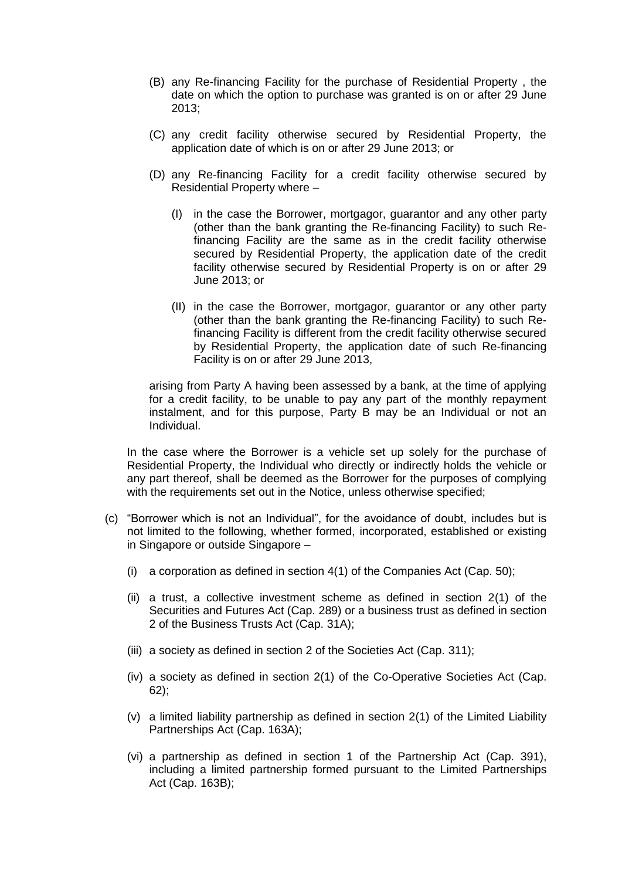(B) any Re-financing Facility for the purchase of Residential Property , the date on which the option to purchase was granted is on or after 29 June 2013;

(C) any credit facility otherwise secured by Residential Property, the application date of which is on or after 29 June 2013; or

(D) any Re-financing Facility for a credit facility otherwise secured by Residential Property where –

(I) in the case the Borrower, mortgagor, guarantor and any other party (other than the bank granting the Re-financing Facility) to such Re-financing Facility are the same as in the credit facility otherwise secured by Residential Property, the application date of the credit facility otherwise secured by Residential Property is on or after 29 June 2013; or

(II) in the case the Borrower, mortgagor, guarantor or any other party (other than the bank granting the Re-financing Facility) to such Re-financing Facility is different from the credit facility otherwise secured by Residential Property, the application date of such Re-financing Facility is on or after 29 June 2013,

arising from Party A having been assessed by a bank, at the time of applying for a credit facility, to be unable to pay any part of the monthly repayment instalment, and for this purpose, Party B may be an Individual or not an Individual.

In the case where the Borrower is a vehicle set up solely for the purchase of Residential Property, the Individual who directly or indirectly holds the vehicle or any part thereof, shall be deemed as the Borrower for the purposes of complying with the requirements set out in the Notice, unless otherwise specified;

(c) "Borrower which is not an Individual", for the avoidance of doubt, includes but is not limited to the following, whether formed, incorporated, established or existing in Singapore or outside Singapore –

(i) a corporation as defined in section 4(1) of the Companies Act (Cap. 50);

(ii) a trust, a collective investment scheme as defined in section 2(1) of the Securities and Futures Act (Cap. 289) or a business trust as defined in section 2 of the Business Trusts Act (Cap. 31A);

(iii) a society as defined in section 2 of the Societies Act (Cap. 311);

(iv) a society as defined in section 2(1) of the Co-Operative Societies Act (Cap. 62);

(v) a limited liability partnership as defined in section 2(1) of the Limited Liability Partnerships Act (Cap. 163A);

(vi) a partnership as defined in section 1 of the Partnership Act (Cap. 391), including a limited partnership formed pursuant to the Limited Partnerships Act (Cap. 163B);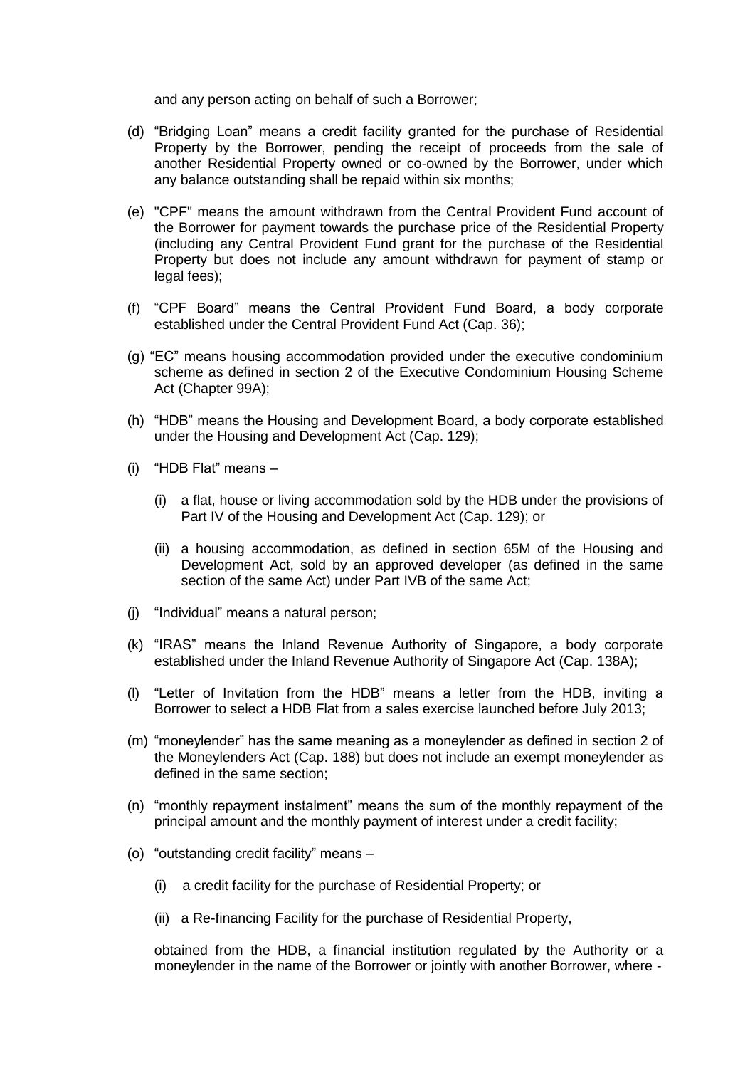and any person acting on behalf of such a Borrower;

(d) “Bridging Loan” means a credit facility granted for the purchase of Residential Property by the Borrower, pending the receipt of proceeds from the sale of another Residential Property owned or co-owned by the Borrower, under which any balance outstanding shall be repaid within six months;

(e) "CPF" means the amount withdrawn from the Central Provident Fund account of the Borrower for payment towards the purchase price of the Residential Property (including any Central Provident Fund grant for the purchase of the Residential Property but does not include any amount withdrawn for payment of stamp or legal fees);

(f) “CPF Board” means the Central Provident Fund Board, a body corporate established under the Central Provident Fund Act (Cap. 36);

(g) “EC” means housing accommodation provided under the executive condominium scheme as defined in section 2 of the Executive Condominium Housing Scheme Act (Chapter 99A);

(h) “HDB” means the Housing and Development Board, a body corporate established under the Housing and Development Act (Cap. 129);

(i) “HDB Flat” means –

   (i) a flat, house or living accommodation sold by the HDB under the provisions of Part IV of the Housing and Development Act (Cap. 129); or

   (ii) a housing accommodation, as defined in section 65M of the Housing and Development Act, sold by an approved developer (as defined in the same section of the same Act) under Part IVB of the same Act;

(j) “Individual” means a natural person;

(k) “IRAS” means the Inland Revenue Authority of Singapore, a body corporate established under the Inland Revenue Authority of Singapore Act (Cap. 138A);

(l) “Letter of Invitation from the HDB” means a letter from the HDB, inviting a Borrower to select a HDB Flat from a sales exercise launched before July 2013;

(m) “moneylender” has the same meaning as a moneylender as defined in section 2 of the Moneylenders Act (Cap. 188) but does not include an exempt moneylender as defined in the same section;

(n) “monthly repayment instalment” means the sum of the monthly repayment of the principal amount and the monthly payment of interest under a credit facility;

(o) “outstanding credit facility” means –

   (i) a credit facility for the purchase of Residential Property; or

   (ii) a Re-financing Facility for the purchase of Residential Property,

   obtained from the HDB, a financial institution regulated by the Authority or a moneylender in the name of the Borrower or jointly with another Borrower, where -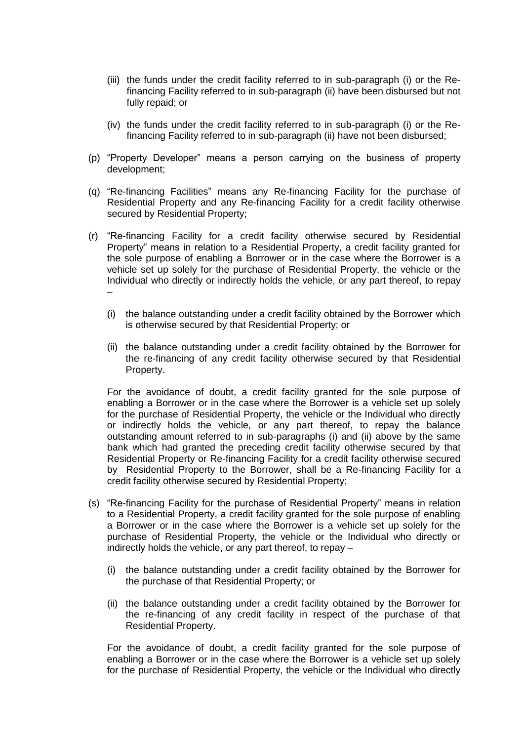(iii) the funds under the credit facility referred to in sub-paragraph (i) or the Re-financing Facility referred to in sub-paragraph (ii) have been disbursed but not fully repaid; or

(iv) the funds under the credit facility referred to in sub-paragraph (i) or the Re-financing Facility referred to in sub-paragraph (ii) have not been disbursed;

(p) "Property Developer" means a person carrying on the business of property development;

(q) "Re-financing Facilities" means any Re-financing Facility for the purchase of Residential Property and any Re-financing Facility for a credit facility otherwise secured by Residential Property;

(r) "Re-financing Facility for a credit facility otherwise secured by Residential Property" means in relation to a Residential Property, a credit facility granted for the sole purpose of enabling a Borrower or in the case where the Borrower is a vehicle set up solely for the purchase of Residential Property, the vehicle or the Individual who directly or indirectly holds the vehicle, or any part thereof, to repay –

(i) the balance outstanding under a credit facility obtained by the Borrower which is otherwise secured by that Residential Property; or

(ii) the balance outstanding under a credit facility obtained by the Borrower for the re-financing of any credit facility otherwise secured by that Residential Property.

For the avoidance of doubt, a credit facility granted for the sole purpose of enabling a Borrower or in the case where the Borrower is a vehicle set up solely for the purchase of Residential Property, the vehicle or the Individual who directly or indirectly holds the vehicle, or any part thereof, to repay the balance outstanding amount referred to in sub-paragraphs (i) and (ii) above by the same bank which had granted the preceding credit facility otherwise secured by that Residential Property or Re-financing Facility for a credit facility otherwise secured by Residential Property to the Borrower, shall be a Re-financing Facility for a credit facility otherwise secured by Residential Property;

(s) "Re-financing Facility for the purchase of Residential Property" means in relation to a Residential Property, a credit facility granted for the sole purpose of enabling a Borrower or in the case where the Borrower is a vehicle set up solely for the purchase of Residential Property, the vehicle or the Individual who directly or indirectly holds the vehicle, or any part thereof, to repay –

(i) the balance outstanding under a credit facility obtained by the Borrower for the purchase of that Residential Property; or

(ii) the balance outstanding under a credit facility obtained by the Borrower for the re-financing of any credit facility in respect of the purchase of that Residential Property.

For the avoidance of doubt, a credit facility granted for the sole purpose of enabling a Borrower or in the case where the Borrower is a vehicle set up solely for the purchase of Residential Property, the vehicle or the Individual who directly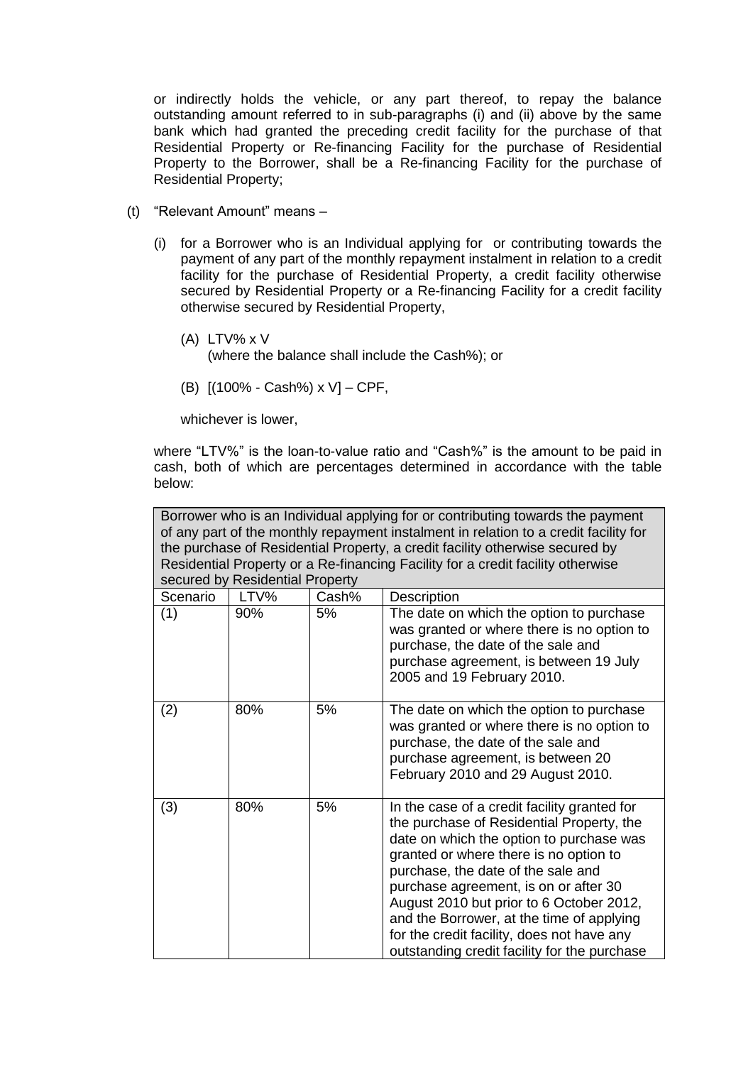or indirectly holds the vehicle, or any part thereof, to repay the balance outstanding amount referred to in sub-paragraphs (i) and (ii) above by the same bank which had granted the preceding credit facility for the purchase of that Residential Property or Re-financing Facility for the purchase of Residential Property to the Borrower, shall be a Re-financing Facility for the purchase of Residential Property;

(t) "Relevant Amount" means –

(i) for a Borrower who is an Individual applying for or contributing towards the payment of any part of the monthly repayment instalment in relation to a credit facility for the purchase of Residential Property, a credit facility otherwise secured by Residential Property or a Re-financing Facility for a credit facility otherwise secured by Residential Property,

(A) LTV% x V
(where the balance shall include the Cash%); or

(B) [(100% - Cash%) x V] – CPF,

whichever is lower,

where "LTV%" is the loan-to-value ratio and "Cash%" is the amount to be paid in cash, both of which are percentages determined in accordance with the table below:

| Borrower who is an Individual applying for or contributing towards the payment of any part of the monthly repayment instalment in relation to a credit facility for the purchase of Residential Property, a credit facility otherwise secured by Residential Property or a Re-financing Facility for a credit facility otherwise secured by Residential Property | | | |
|---|---|---|---|
| Scenario | LTV% | Cash% | Description |
| (1) | 90% | 5% | The date on which the option to purchase was granted or where there is no option to purchase, the date of the sale and purchase agreement, is between 19 July 2005 and 19 February 2010. |
| (2) | 80% | 5% | The date on which the option to purchase was granted or where there is no option to purchase, the date of the sale and purchase agreement, is between 20 February 2010 and 29 August 2010. |
| (3) | 80% | 5% | In the case of a credit facility granted for the purchase of Residential Property, the date on which the option to purchase was granted or where there is no option to purchase, the date of the sale and purchase agreement, is on or after 30 August 2010 but prior to 6 October 2012, and the Borrower, at the time of applying for the credit facility, does not have any outstanding credit facility for the purchase |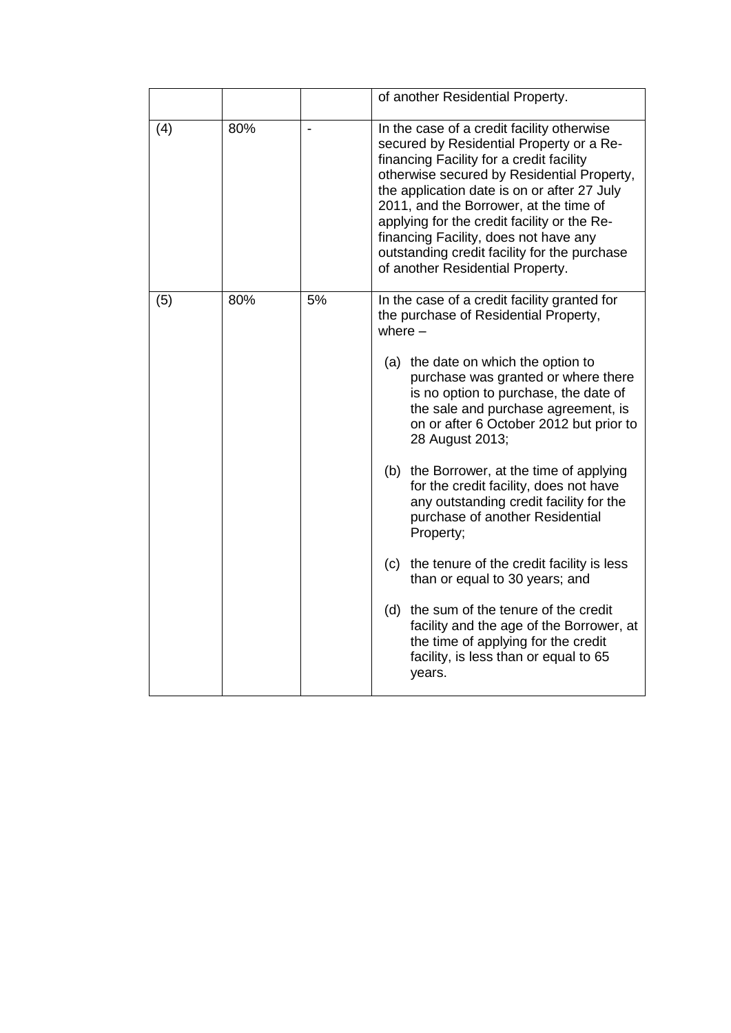| | | | |
|---|---|---|---|
| | | | of another Residential Property. |
| (4) | 80% | - | In the case of a credit facility otherwise secured by Residential Property or a Re-financing Facility for a credit facility otherwise secured by Residential Property, the application date is on or after 27 July 2011, and the Borrower, at the time of applying for the credit facility or the Re-financing Facility, does not have any outstanding credit facility for the purchase of another Residential Property. |
| (5) | 80% | 5% | In the case of a credit facility granted for the purchase of Residential Property, where – <br><br> (a) the date on which the option to purchase was granted or where there is no option to purchase, the date of the sale and purchase agreement, is on or after 6 October 2012 but prior to 28 August 2013; <br><br> (b) the Borrower, at the time of applying for the credit facility, does not have any outstanding credit facility for the purchase of another Residential Property; <br><br> (c) the tenure of the credit facility is less than or equal to 30 years; and <br><br> (d) the sum of the tenure of the credit facility and the age of the Borrower, at the time of applying for the credit facility, is less than or equal to 65 years. |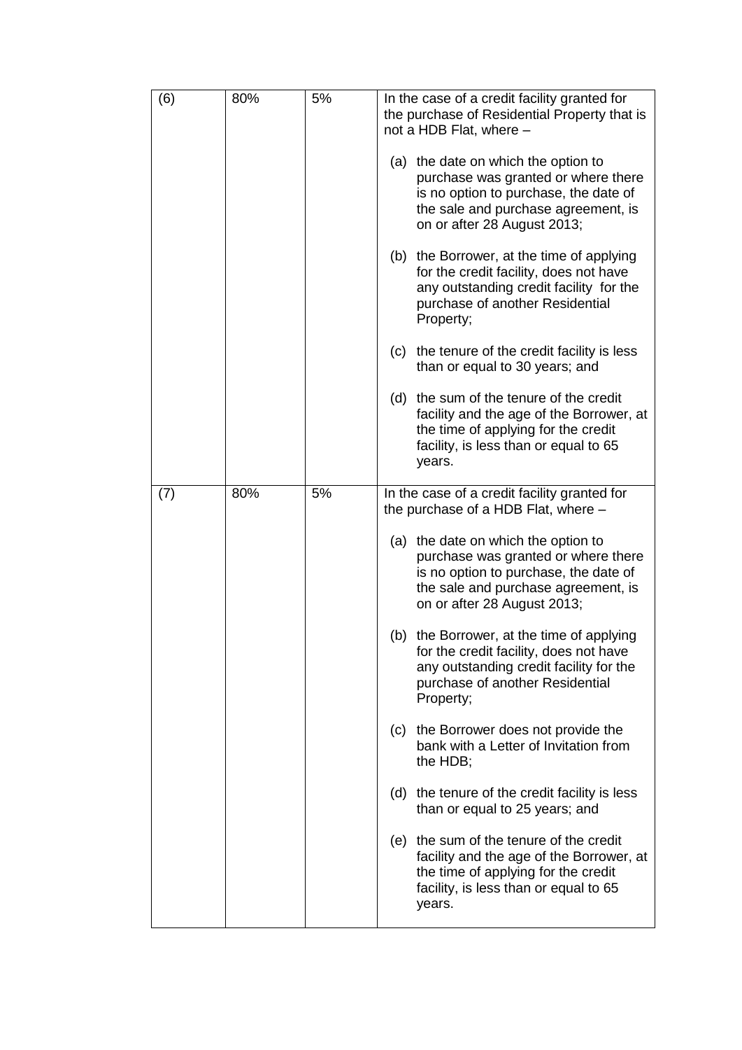| (6) | 80% | 5% | In the case of a credit facility granted for the purchase of Residential Property that is not a HDB Flat, where – <br><br> (a) the date on which the option to purchase was granted or where there is no option to purchase, the date of the sale and purchase agreement, is on or after 28 August 2013; <br><br> (b) the Borrower, at the time of applying for the credit facility, does not have any outstanding credit facility for the purchase of another Residential Property; <br><br> (c) the tenure of the credit facility is less than or equal to 30 years; and <br><br> (d) the sum of the tenure of the credit facility and the age of the Borrower, at the time of applying for the credit facility, is less than or equal to 65 years. |
|---|---|---|---|
| (7) | 80% | 5% | In the case of a credit facility granted for the purchase of a HDB Flat, where – <br><br> (a) the date on which the option to purchase was granted or where there is no option to purchase, the date of the sale and purchase agreement, is on or after 28 August 2013; <br><br> (b) the Borrower, at the time of applying for the credit facility, does not have any outstanding credit facility for the purchase of another Residential Property; <br><br> (c) the Borrower does not provide the bank with a Letter of Invitation from the HDB; <br><br> (d) the tenure of the credit facility is less than or equal to 25 years; and <br><br> (e) the sum of the tenure of the credit facility and the age of the Borrower, at the time of applying for the credit facility, is less than or equal to 65 years. |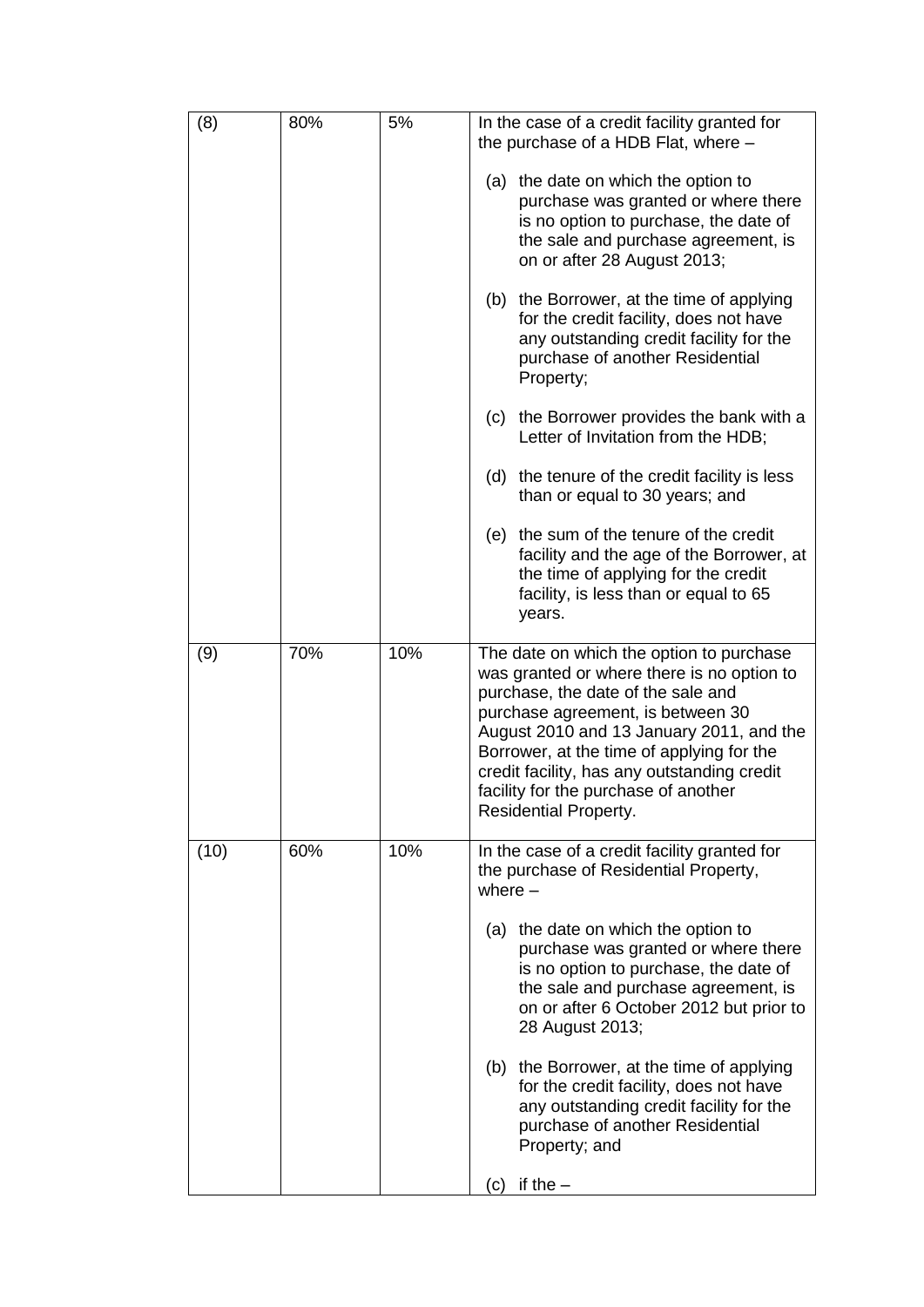| | | | |
|---|---|---|---|
| (8) | 80% | 5% | In the case of a credit facility granted for the purchase of a HDB Flat, where –<br><br>(a) the date on which the option to purchase was granted or where there is no option to purchase, the date of the sale and purchase agreement, is on or after 28 August 2013;<br><br>(b) the Borrower, at the time of applying for the credit facility, does not have any outstanding credit facility for the purchase of another Residential Property;<br><br>(c) the Borrower provides the bank with a Letter of Invitation from the HDB;<br><br>(d) the tenure of the credit facility is less than or equal to 30 years; and<br><br>(e) the sum of the tenure of the credit facility and the age of the Borrower, at the time of applying for the credit facility, is less than or equal to 65 years. |
| (9) | 70% | 10% | The date on which the option to purchase was granted or where there is no option to purchase, the date of the sale and purchase agreement, is between 30 August 2010 and 13 January 2011, and the Borrower, at the time of applying for the credit facility, has any outstanding credit facility for the purchase of another Residential Property. |
| (10) | 60% | 10% | In the case of a credit facility granted for the purchase of Residential Property, where –<br><br>(a) the date on which the option to purchase was granted or where there is no option to purchase, the date of the sale and purchase agreement, is on or after 6 October 2012 but prior to 28 August 2013;<br><br>(b) the Borrower, at the time of applying for the credit facility, does not have any outstanding credit facility for the purchase of another Residential Property; and<br><br>(c) if the – |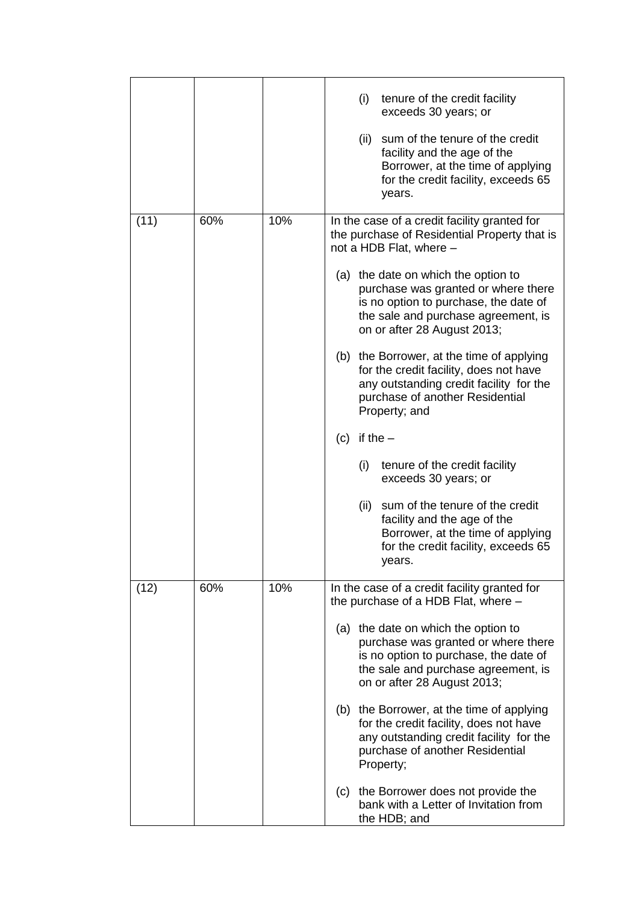| | | | |
|---|---|---|---|
| | | | (i) tenure of the credit facility exceeds 30 years; or<br><br>(ii) sum of the tenure of the credit facility and the age of the Borrower, at the time of applying for the credit facility, exceeds 65 years. |
| (11) | 60% | 10% | In the case of a credit facility granted for the purchase of Residential Property that is not a HDB Flat, where –<br><br>(a) the date on which the option to purchase was granted or where there is no option to purchase, the date of the sale and purchase agreement, is on or after 28 August 2013;<br><br>(b) the Borrower, at the time of applying for the credit facility, does not have any outstanding credit facility for the purchase of another Residential Property; and<br><br>(c) if the –<br><br>(i) tenure of the credit facility exceeds 30 years; or<br><br>(ii) sum of the tenure of the credit facility and the age of the Borrower, at the time of applying for the credit facility, exceeds 65 years. |
| (12) | 60% | 10% | In the case of a credit facility granted for the purchase of a HDB Flat, where –<br><br>(a) the date on which the option to purchase was granted or where there is no option to purchase, the date of the sale and purchase agreement, is on or after 28 August 2013;<br><br>(b) the Borrower, at the time of applying for the credit facility, does not have any outstanding credit facility for the purchase of another Residential Property;<br><br>(c) the Borrower does not provide the bank with a Letter of Invitation from the HDB; and |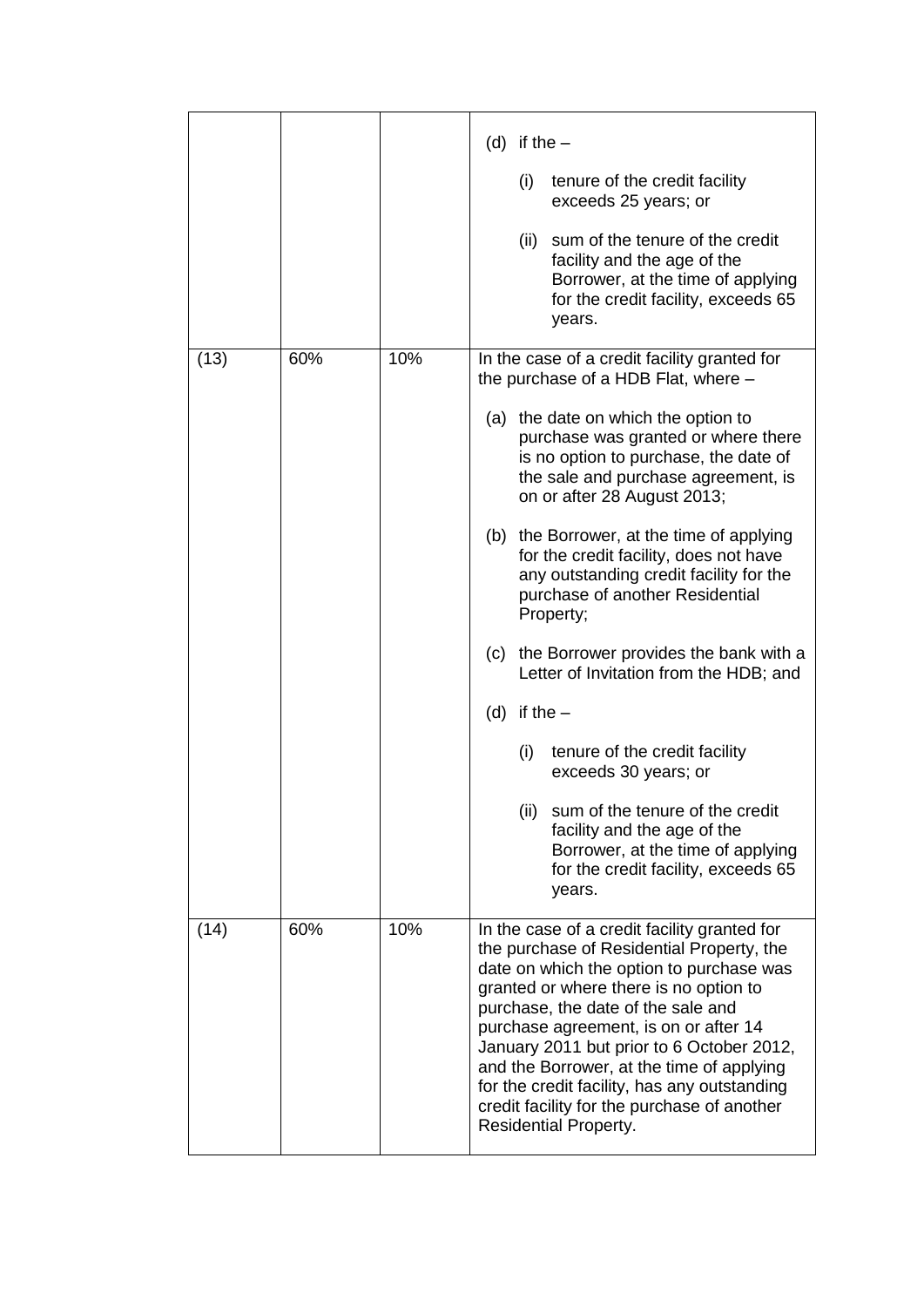| | | | |
|---|---|---|---|
| | | | (d) if the –<br><br>(i) tenure of the credit facility exceeds 25 years; or<br><br>(ii) sum of the tenure of the credit facility and the age of the Borrower, at the time of applying for the credit facility, exceeds 65 years. |
| (13) | 60% | 10% | In the case of a credit facility granted for the purchase of a HDB Flat, where –<br><br>(a) the date on which the option to purchase was granted or where there is no option to purchase, the date of the sale and purchase agreement, is on or after 28 August 2013;<br><br>(b) the Borrower, at the time of applying for the credit facility, does not have any outstanding credit facility for the purchase of another Residential Property;<br><br>(c) the Borrower provides the bank with a Letter of Invitation from the HDB; and<br><br>(d) if the –<br><br>(i) tenure of the credit facility exceeds 30 years; or<br><br>(ii) sum of the tenure of the credit facility and the age of the Borrower, at the time of applying for the credit facility, exceeds 65 years. |
| (14) | 60% | 10% | In the case of a credit facility granted for the purchase of Residential Property, the date on which the option to purchase was granted or where there is no option to purchase, the date of the sale and purchase agreement, is on or after 14 January 2011 but prior to 6 October 2012, and the Borrower, at the time of applying for the credit facility, has any outstanding credit facility for the purchase of another Residential Property. |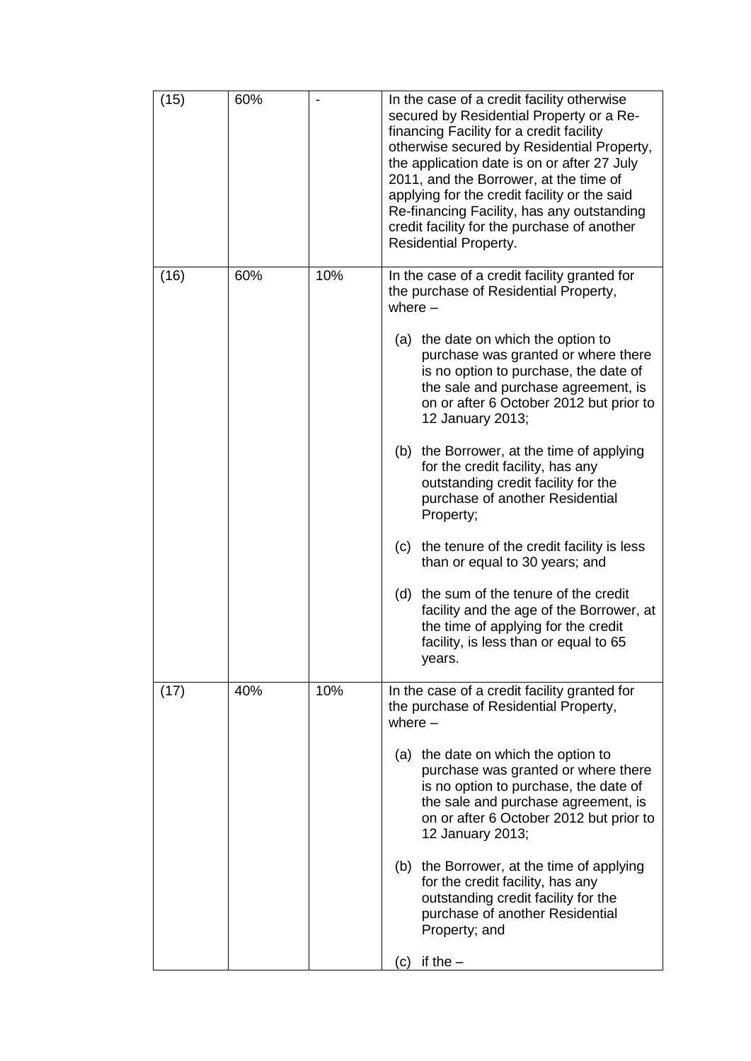| (15) | 60% | - | In the case of a credit facility otherwise secured by Residential Property or a Re-financing Facility for a credit facility otherwise secured by Residential Property, the application date is on or after 27 July 2011, and the Borrower, at the time of applying for the credit facility or the said Re-financing Facility, has any outstanding credit facility for the purchase of another Residential Property. |
|---|---|---|---|
| (16) | 60% | 10% | In the case of a credit facility granted for the purchase of Residential Property, where – <br><br> (a) the date on which the option to purchase was granted or where there is no option to purchase, the date of the sale and purchase agreement, is on or after 6 October 2012 but prior to 12 January 2013; <br><br> (b) the Borrower, at the time of applying for the credit facility, has any outstanding credit facility for the purchase of another Residential Property; <br><br> (c) the tenure of the credit facility is less than or equal to 30 years; and <br><br> (d) the sum of the tenure of the credit facility and the age of the Borrower, at the time of applying for the credit facility, is less than or equal to 65 years. |
| (17) | 40% | 10% | In the case of a credit facility granted for the purchase of Residential Property, where – <br><br> (a) the date on which the option to purchase was granted or where there is no option to purchase, the date of the sale and purchase agreement, is on or after 6 October 2012 but prior to 12 January 2013; <br><br> (b) the Borrower, at the time of applying for the credit facility, has any outstanding credit facility for the purchase of another Residential Property; and <br><br> (c) if the – |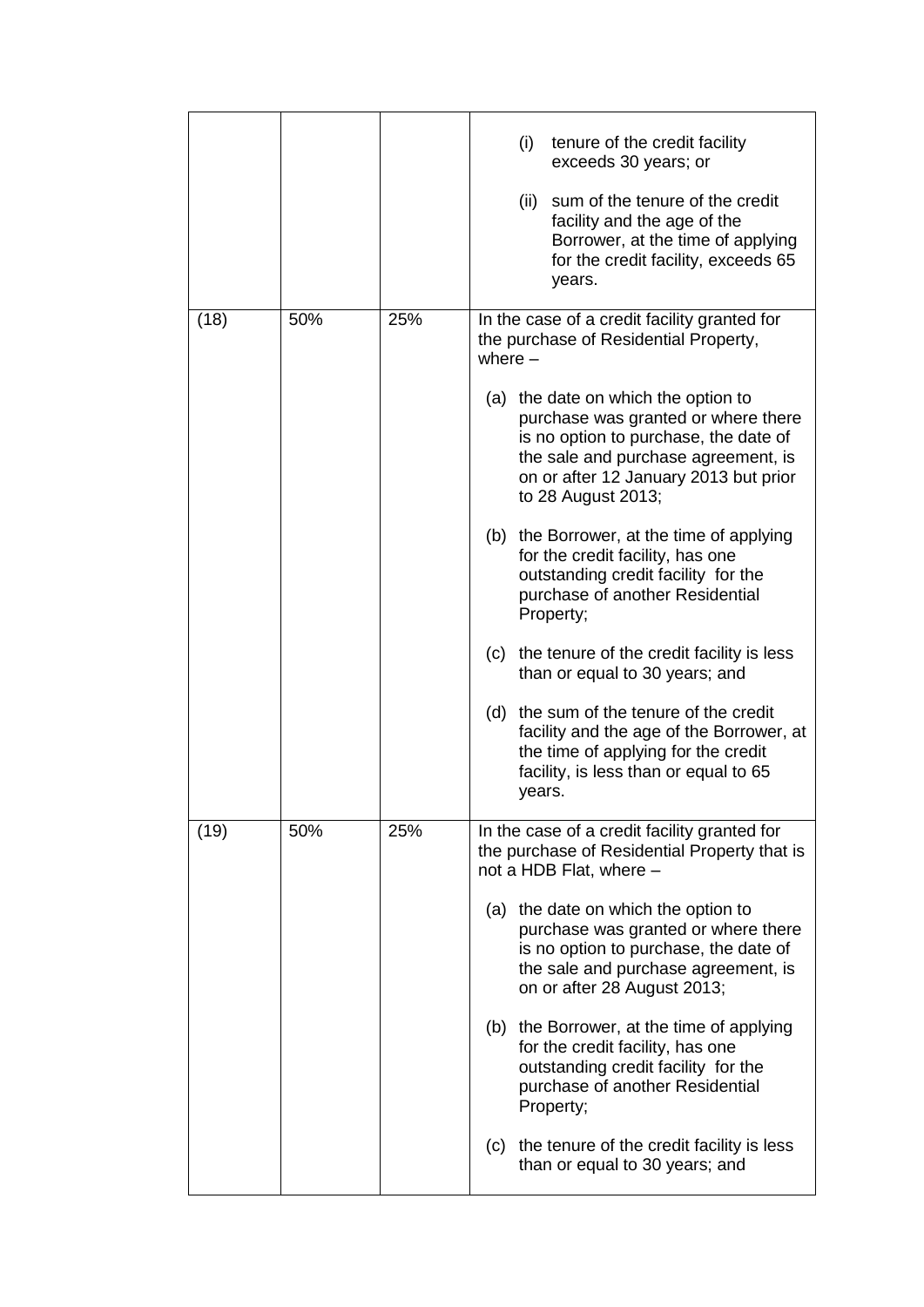| | | | |
|---|---|---|---|
| | | | (i) tenure of the credit facility exceeds 30 years; or<br><br>(ii) sum of the tenure of the credit facility and the age of the Borrower, at the time of applying for the credit facility, exceeds 65 years. |
| (18) | 50% | 25% | In the case of a credit facility granted for the purchase of Residential Property, where –<br><br>(a) the date on which the option to purchase was granted or where there is no option to purchase, the date of the sale and purchase agreement, is on or after 12 January 2013 but prior to 28 August 2013;<br><br>(b) the Borrower, at the time of applying for the credit facility, has one outstanding credit facility for the purchase of another Residential Property;<br><br>(c) the tenure of the credit facility is less than or equal to 30 years; and<br><br>(d) the sum of the tenure of the credit facility and the age of the Borrower, at the time of applying for the credit facility, is less than or equal to 65 years. |
| (19) | 50% | 25% | In the case of a credit facility granted for the purchase of Residential Property that is not a HDB Flat, where –<br><br>(a) the date on which the option to purchase was granted or where there is no option to purchase, the date of the sale and purchase agreement, is on or after 28 August 2013;<br><br>(b) the Borrower, at the time of applying for the credit facility, has one outstanding credit facility for the purchase of another Residential Property;<br><br>(c) the tenure of the credit facility is less than or equal to 30 years; and |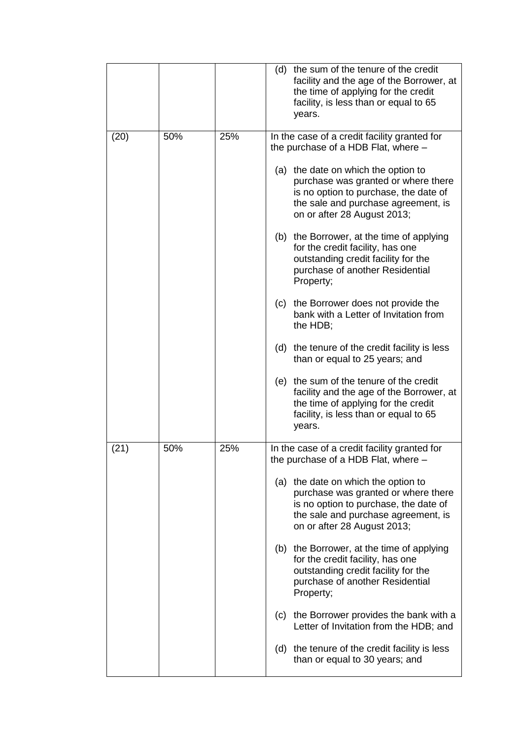| | | | |
|---|---|---|---|
| | | | (d) the sum of the tenure of the credit facility and the age of the Borrower, at the time of applying for the credit facility, is less than or equal to 65 years. |
| (20) | 50% | 25% | In the case of a credit facility granted for the purchase of a HDB Flat, where –<br><br>(a) the date on which the option to purchase was granted or where there is no option to purchase, the date of the sale and purchase agreement, is on or after 28 August 2013;<br><br>(b) the Borrower, at the time of applying for the credit facility, has one outstanding credit facility for the purchase of another Residential Property;<br><br>(c) the Borrower does not provide the bank with a Letter of Invitation from the HDB;<br><br>(d) the tenure of the credit facility is less than or equal to 25 years; and<br><br>(e) the sum of the tenure of the credit facility and the age of the Borrower, at the time of applying for the credit facility, is less than or equal to 65 years. |
| (21) | 50% | 25% | In the case of a credit facility granted for the purchase of a HDB Flat, where –<br><br>(a) the date on which the option to purchase was granted or where there is no option to purchase, the date of the sale and purchase agreement, is on or after 28 August 2013;<br><br>(b) the Borrower, at the time of applying for the credit facility, has one outstanding credit facility for the purchase of another Residential Property;<br><br>(c) the Borrower provides the bank with a Letter of Invitation from the HDB; and<br><br>(d) the tenure of the credit facility is less than or equal to 30 years; and |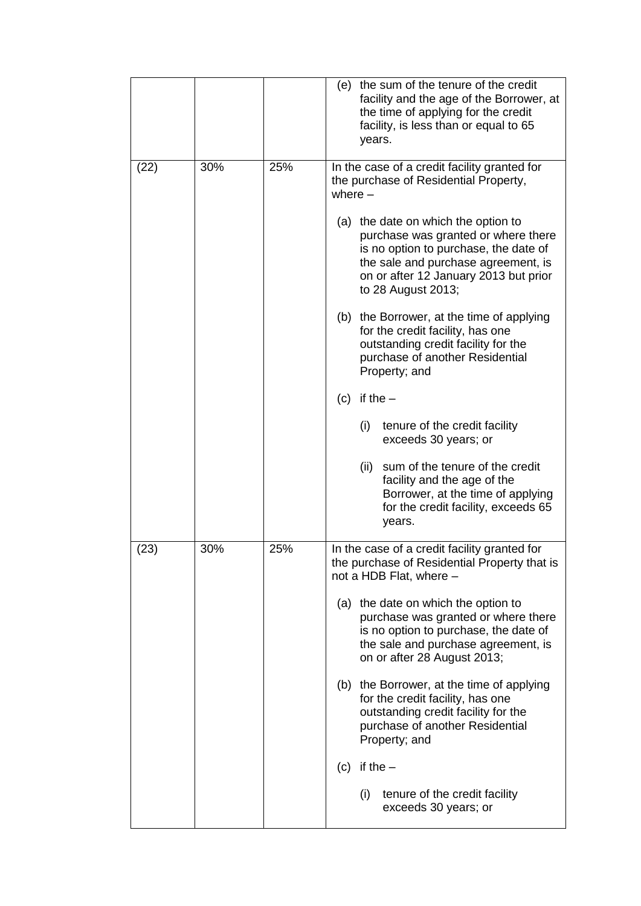| | | | |
|---|---|---|---|
| | | | (e) the sum of the tenure of the credit facility and the age of the Borrower, at the time of applying for the credit facility, is less than or equal to 65 years. |
| (22) | 30% | 25% | In the case of a credit facility granted for the purchase of Residential Property, where –<br><br>(a) the date on which the option to purchase was granted or where there is no option to purchase, the date of the sale and purchase agreement, is on or after 12 January 2013 but prior to 28 August 2013;<br><br>(b) the Borrower, at the time of applying for the credit facility, has one outstanding credit facility for the purchase of another Residential Property; and<br><br>(c) if the –<br><br>(i) tenure of the credit facility exceeds 30 years; or<br><br>(ii) sum of the tenure of the credit facility and the age of the Borrower, at the time of applying for the credit facility, exceeds 65 years. |
| (23) | 30% | 25% | In the case of a credit facility granted for the purchase of Residential Property that is not a HDB Flat, where –<br><br>(a) the date on which the option to purchase was granted or where there is no option to purchase, the date of the sale and purchase agreement, is on or after 28 August 2013;<br><br>(b) the Borrower, at the time of applying for the credit facility, has one outstanding credit facility for the purchase of another Residential Property; and<br><br>(c) if the –<br><br>(i) tenure of the credit facility exceeds 30 years; or |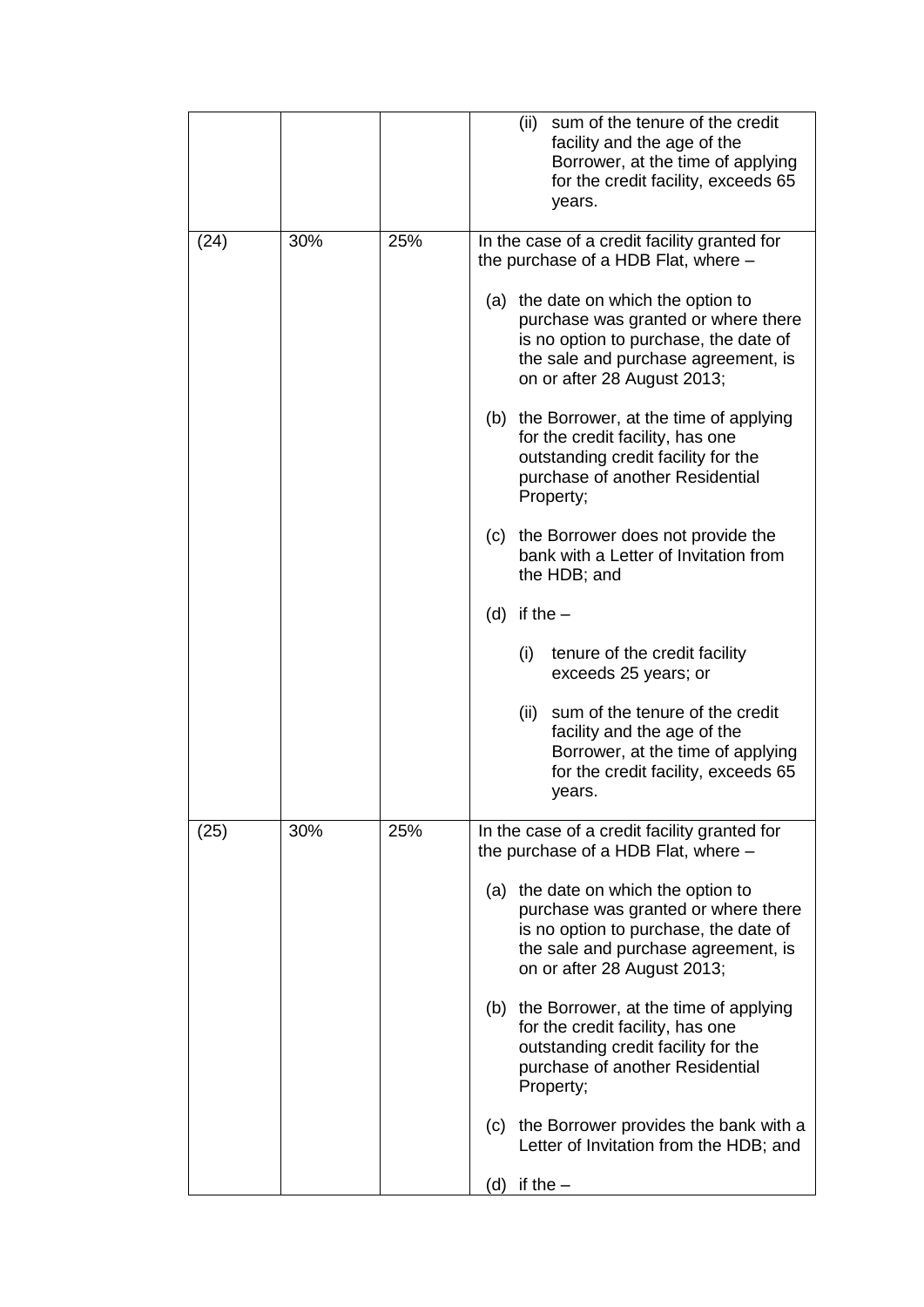|  |  |  |  |
| --- | --- | --- | --- |
|  |  |  | (ii) sum of the tenure of the credit facility and the age of the Borrower, at the time of applying for the credit facility, exceeds 65 years. |
| (24) | 30% | 25% | In the case of a credit facility granted for the purchase of a HDB Flat, where –<br><br>(a) the date on which the option to purchase was granted or where there is no option to purchase, the date of the sale and purchase agreement, is on or after 28 August 2013;<br><br>(b) the Borrower, at the time of applying for the credit facility, has one outstanding credit facility for the purchase of another Residential Property;<br><br>(c) the Borrower does not provide the bank with a Letter of Invitation from the HDB; and<br><br>(d) if the –<br><br>(i) tenure of the credit facility exceeds 25 years; or<br><br>(ii) sum of the tenure of the credit facility and the age of the Borrower, at the time of applying for the credit facility, exceeds 65 years. |
| (25) | 30% | 25% | In the case of a credit facility granted for the purchase of a HDB Flat, where –<br><br>(a) the date on which the option to purchase was granted or where there is no option to purchase, the date of the sale and purchase agreement, is on or after 28 August 2013;<br><br>(b) the Borrower, at the time of applying for the credit facility, has one outstanding credit facility for the purchase of another Residential Property;<br><br>(c) the Borrower provides the bank with a Letter of Invitation from the HDB; and<br><br>(d) if the – |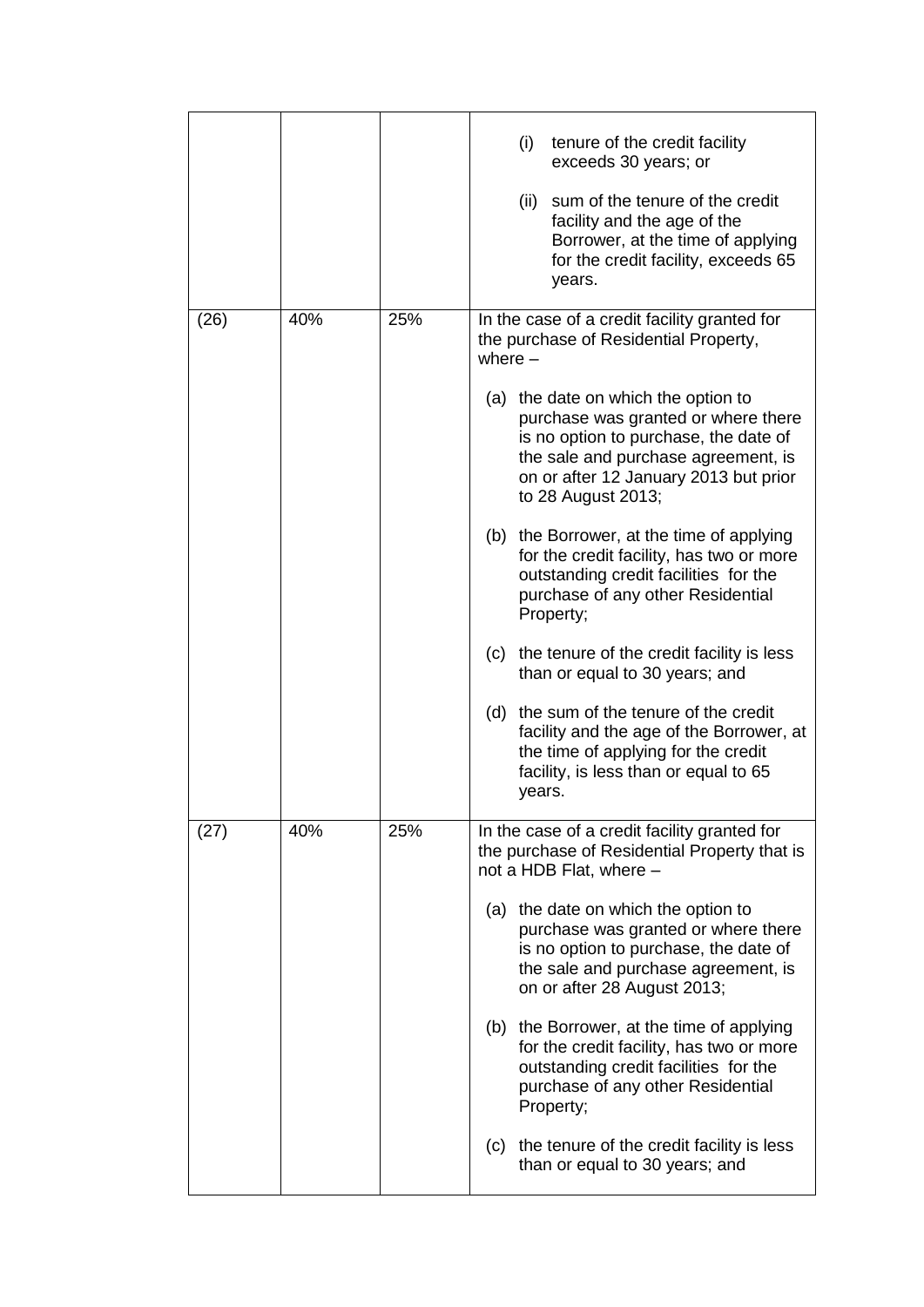| | | | |
|---|---|---|---|
| | | | (i) tenure of the credit facility exceeds 30 years; or<br><br>(ii) sum of the tenure of the credit facility and the age of the Borrower, at the time of applying for the credit facility, exceeds 65 years. |
| (26) | 40% | 25% | In the case of a credit facility granted for the purchase of Residential Property, where –<br><br>(a) the date on which the option to purchase was granted or where there is no option to purchase, the date of the sale and purchase agreement, is on or after 12 January 2013 but prior to 28 August 2013;<br><br>(b) the Borrower, at the time of applying for the credit facility, has two or more outstanding credit facilities for the purchase of any other Residential Property;<br><br>(c) the tenure of the credit facility is less than or equal to 30 years; and<br><br>(d) the sum of the tenure of the credit facility and the age of the Borrower, at the time of applying for the credit facility, is less than or equal to 65 years. |
| (27) | 40% | 25% | In the case of a credit facility granted for the purchase of Residential Property that is not a HDB Flat, where –<br><br>(a) the date on which the option to purchase was granted or where there is no option to purchase, the date of the sale and purchase agreement, is on or after 28 August 2013;<br><br>(b) the Borrower, at the time of applying for the credit facility, has two or more outstanding credit facilities for the purchase of any other Residential Property;<br><br>(c) the tenure of the credit facility is less than or equal to 30 years; and |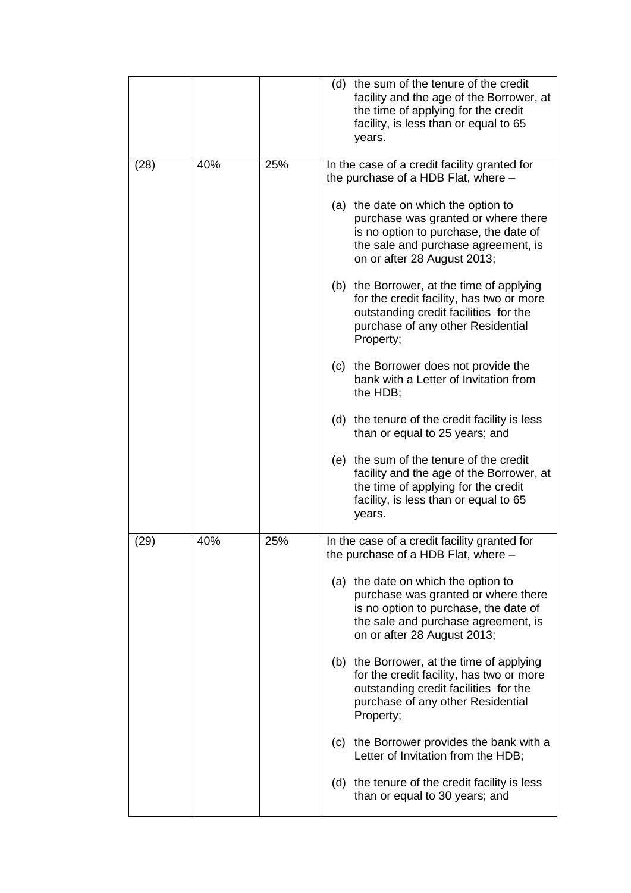| | | | |
|---|---|---|---|
| | | | (d) the sum of the tenure of the credit facility and the age of the Borrower, at the time of applying for the credit facility, is less than or equal to 65 years. |
| (28) | 40% | 25% | In the case of a credit facility granted for the purchase of a HDB Flat, where – <br><br> (a) the date on which the option to purchase was granted or where there is no option to purchase, the date of the sale and purchase agreement, is on or after 28 August 2013; <br><br> (b) the Borrower, at the time of applying for the credit facility, has two or more outstanding credit facilities for the purchase of any other Residential Property; <br><br> (c) the Borrower does not provide the bank with a Letter of Invitation from the HDB; <br><br> (d) the tenure of the credit facility is less than or equal to 25 years; and <br><br> (e) the sum of the tenure of the credit facility and the age of the Borrower, at the time of applying for the credit facility, is less than or equal to 65 years. |
| (29) | 40% | 25% | In the case of a credit facility granted for the purchase of a HDB Flat, where – <br><br> (a) the date on which the option to purchase was granted or where there is no option to purchase, the date of the sale and purchase agreement, is on or after 28 August 2013; <br><br> (b) the Borrower, at the time of applying for the credit facility, has two or more outstanding credit facilities for the purchase of any other Residential Property; <br><br> (c) the Borrower provides the bank with a Letter of Invitation from the HDB; <br><br> (d) the tenure of the credit facility is less than or equal to 30 years; and |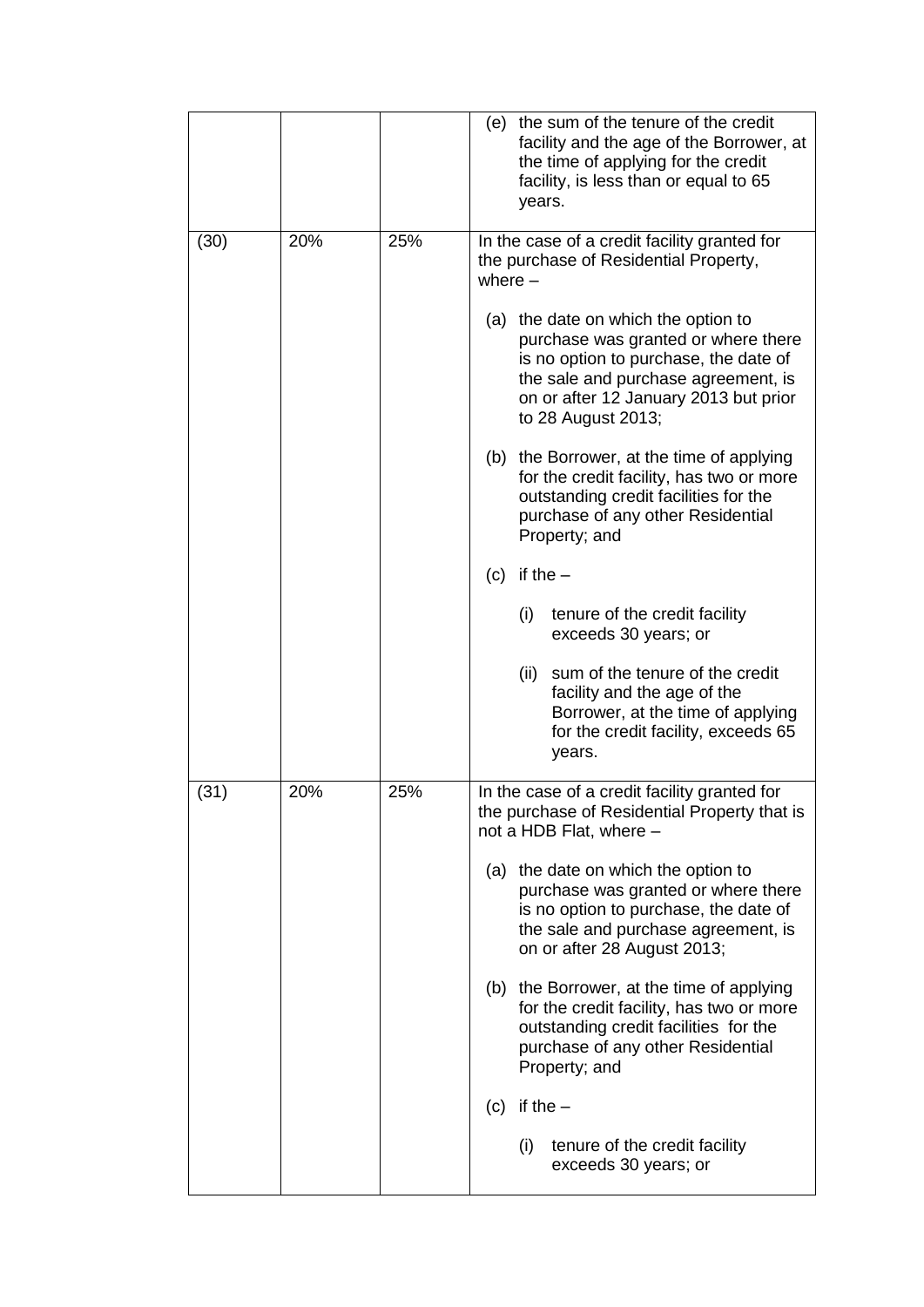| | | | |
|---|---|---|---|
| | | | (e) the sum of the tenure of the credit facility and the age of the Borrower, at the time of applying for the credit facility, is less than or equal to 65 years. |
| (30) | 20% | 25% | In the case of a credit facility granted for the purchase of Residential Property, where –<br><br>(a) the date on which the option to purchase was granted or where there is no option to purchase, the date of the sale and purchase agreement, is on or after 12 January 2013 but prior to 28 August 2013;<br><br>(b) the Borrower, at the time of applying for the credit facility, has two or more outstanding credit facilities for the purchase of any other Residential Property; and<br><br>(c) if the –<br><br>(i) tenure of the credit facility exceeds 30 years; or<br><br>(ii) sum of the tenure of the credit facility and the age of the Borrower, at the time of applying for the credit facility, exceeds 65 years. |
| (31) | 20% | 25% | In the case of a credit facility granted for the purchase of Residential Property that is not a HDB Flat, where –<br><br>(a) the date on which the option to purchase was granted or where there is no option to purchase, the date of the sale and purchase agreement, is on or after 28 August 2013;<br><br>(b) the Borrower, at the time of applying for the credit facility, has two or more outstanding credit facilities for the purchase of any other Residential Property; and<br><br>(c) if the –<br><br>(i) tenure of the credit facility exceeds 30 years; or |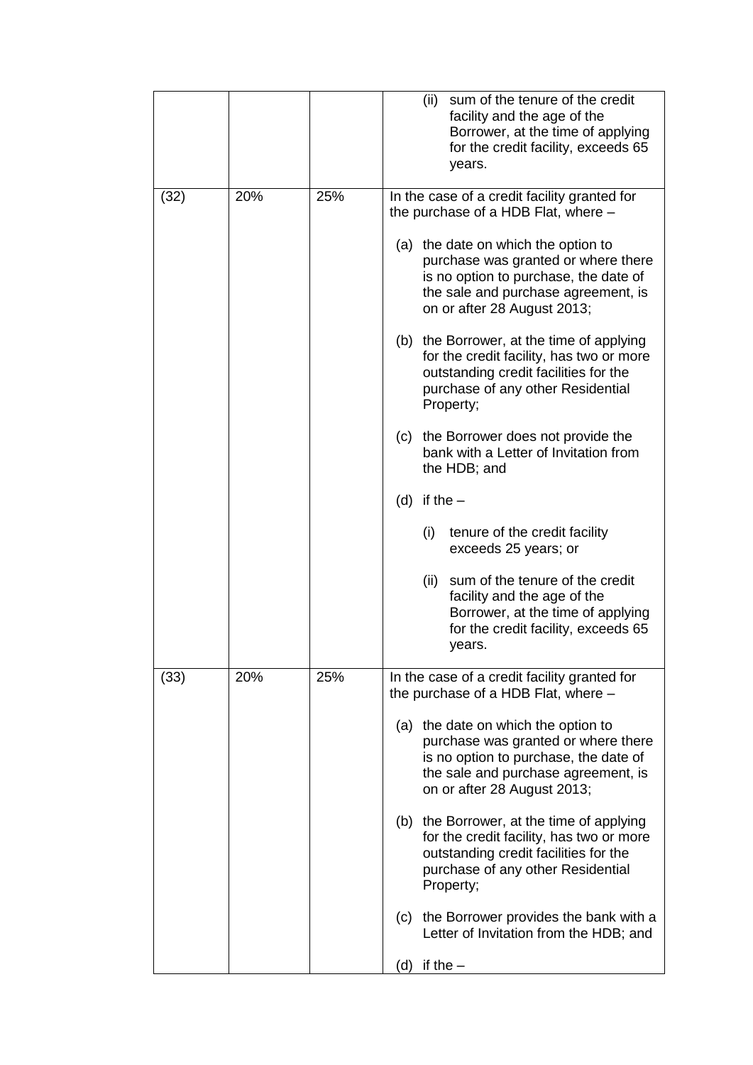| | | | |
|---|---|---|---|
| | | | (ii) sum of the tenure of the credit facility and the age of the Borrower, at the time of applying for the credit facility, exceeds 65 years. |
| (32) | 20% | 25% | In the case of a credit facility granted for the purchase of a HDB Flat, where –<br><br>(a) the date on which the option to purchase was granted or where there is no option to purchase, the date of the sale and purchase agreement, is on or after 28 August 2013;<br><br>(b) the Borrower, at the time of applying for the credit facility, has two or more outstanding credit facilities for the purchase of any other Residential Property;<br><br>(c) the Borrower does not provide the bank with a Letter of Invitation from the HDB; and<br><br>(d) if the –<br><br>(i) tenure of the credit facility exceeds 25 years; or<br><br>(ii) sum of the tenure of the credit facility and the age of the Borrower, at the time of applying for the credit facility, exceeds 65 years. |
| (33) | 20% | 25% | In the case of a credit facility granted for the purchase of a HDB Flat, where –<br><br>(a) the date on which the option to purchase was granted or where there is no option to purchase, the date of the sale and purchase agreement, is on or after 28 August 2013;<br><br>(b) the Borrower, at the time of applying for the credit facility, has two or more outstanding credit facilities for the purchase of any other Residential Property;<br><br>(c) the Borrower provides the bank with a Letter of Invitation from the HDB; and<br><br>(d) if the – |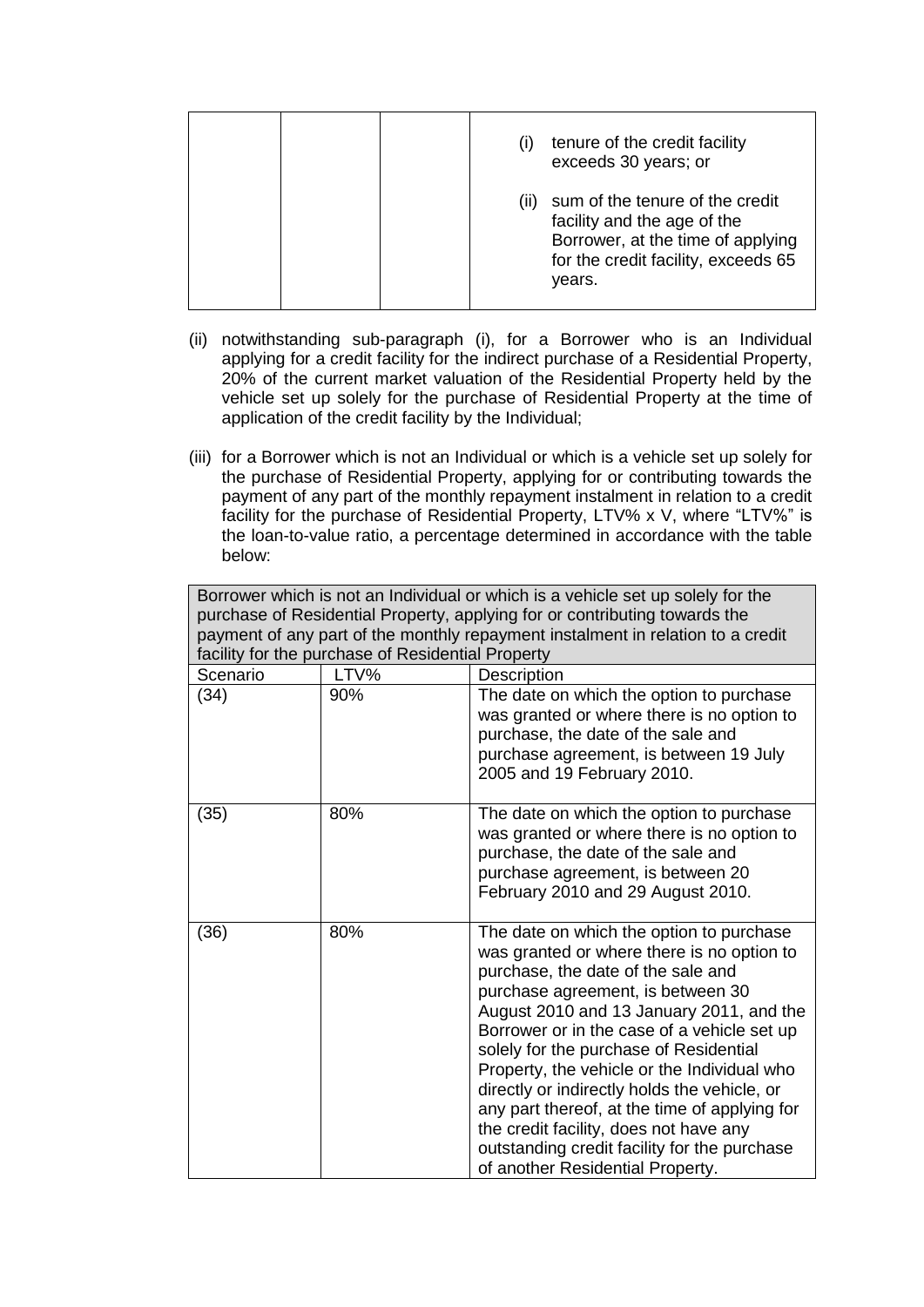| | | |
|---|---|---|
| | | (i) tenure of the credit facility exceeds 30 years; or<br><br>(ii) sum of the tenure of the credit facility and the age of the Borrower, at the time of applying for the credit facility, exceeds 65 years. |

(ii) notwithstanding sub-paragraph (i), for a Borrower who is an Individual applying for a credit facility for the indirect purchase of a Residential Property, 20% of the current market valuation of the Residential Property held by the vehicle set up solely for the purchase of Residential Property at the time of application of the credit facility by the Individual;

(iii) for a Borrower which is not an Individual or which is a vehicle set up solely for the purchase of Residential Property, applying for or contributing towards the payment of any part of the monthly repayment instalment in relation to a credit facility for the purchase of Residential Property, LTV% x V, where "LTV%" is the loan-to-value ratio, a percentage determined in accordance with the table below:

| Borrower which is not an Individual or which is a vehicle set up solely for the purchase of Residential Property, applying for or contributing towards the payment of any part of the monthly repayment instalment in relation to a credit facility for the purchase of Residential Property | | |
|---|---|---|
| Scenario | LTV% | Description |
| (34) | 90% | The date on which the option to purchase was granted or where there is no option to purchase, the date of the sale and purchase agreement, is between 19 July 2005 and 19 February 2010. |
| (35) | 80% | The date on which the option to purchase was granted or where there is no option to purchase, the date of the sale and purchase agreement, is between 20 February 2010 and 29 August 2010. |
| (36) | 80% | The date on which the option to purchase was granted or where there is no option to purchase, the date of the sale and purchase agreement, is between 30 August 2010 and 13 January 2011, and the Borrower or in the case of a vehicle set up solely for the purchase of Residential Property, the vehicle or the Individual who directly or indirectly holds the vehicle, or any part thereof, at the time of applying for the credit facility, does not have any outstanding credit facility for the purchase of another Residential Property. |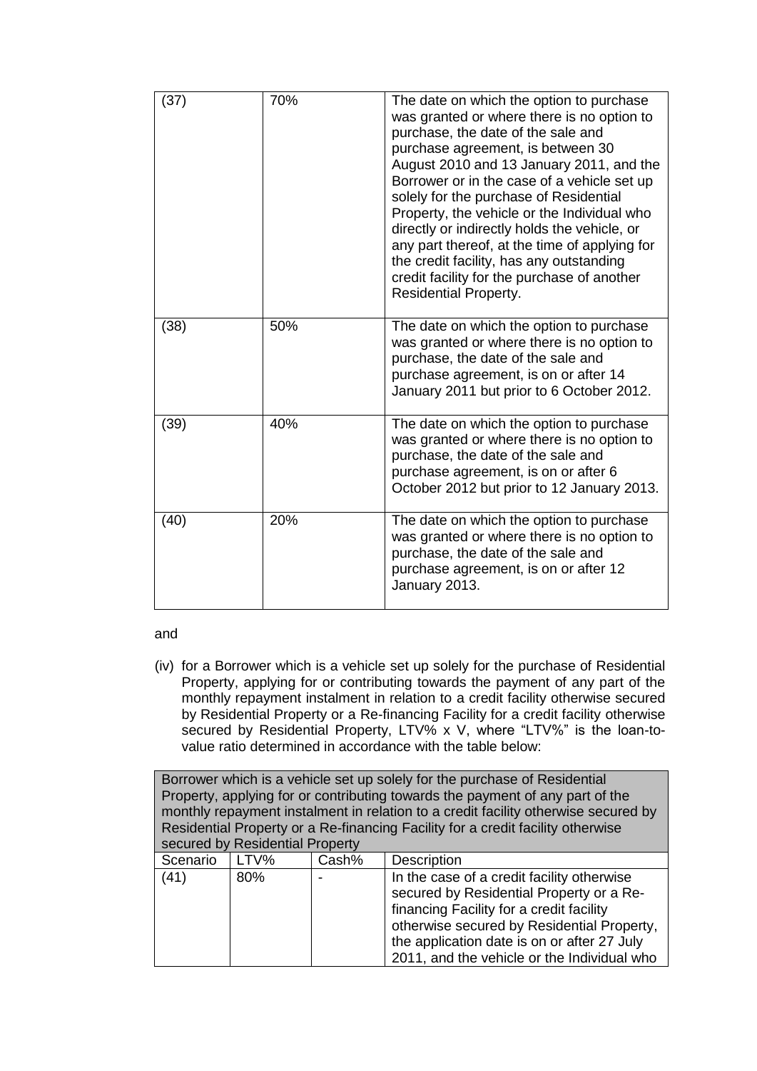| | | |
|---|---|---|
| (37) | 70% | The date on which the option to purchase was granted or where there is no option to purchase, the date of the sale and purchase agreement, is between 30 August 2010 and 13 January 2011, and the Borrower or in the case of a vehicle set up solely for the purchase of Residential Property, the vehicle or the Individual who directly or indirectly holds the vehicle, or any part thereof, at the time of applying for the credit facility, has any outstanding credit facility for the purchase of another Residential Property. |
| (38) | 50% | The date on which the option to purchase was granted or where there is no option to purchase, the date of the sale and purchase agreement, is on or after 14 January 2011 but prior to 6 October 2012. |
| (39) | 40% | The date on which the option to purchase was granted or where there is no option to purchase, the date of the sale and purchase agreement, is on or after 6 October 2012 but prior to 12 January 2013. |
| (40) | 20% | The date on which the option to purchase was granted or where there is no option to purchase, the date of the sale and purchase agreement, is on or after 12 January 2013. |

and

(iv) for a Borrower which is a vehicle set up solely for the purchase of Residential Property, applying for or contributing towards the payment of any part of the monthly repayment instalment in relation to a credit facility otherwise secured by Residential Property or a Re-financing Facility for a credit facility otherwise secured by Residential Property, LTV% x V, where "LTV%" is the loan-to-value ratio determined in accordance with the table below:

| Borrower which is a vehicle set up solely for the purchase of Residential Property, applying for or contributing towards the payment of any part of the monthly repayment instalment in relation to a credit facility otherwise secured by Residential Property or a Re-financing Facility for a credit facility otherwise secured by Residential Property | | | |
|---|---|---|---|
| Scenario | LTV% | Cash% | Description |
| (41) | 80% | - | In the case of a credit facility otherwise secured by Residential Property or a Re-financing Facility for a credit facility otherwise secured by Residential Property, the application date is on or after 27 July 2011, and the vehicle or the Individual who |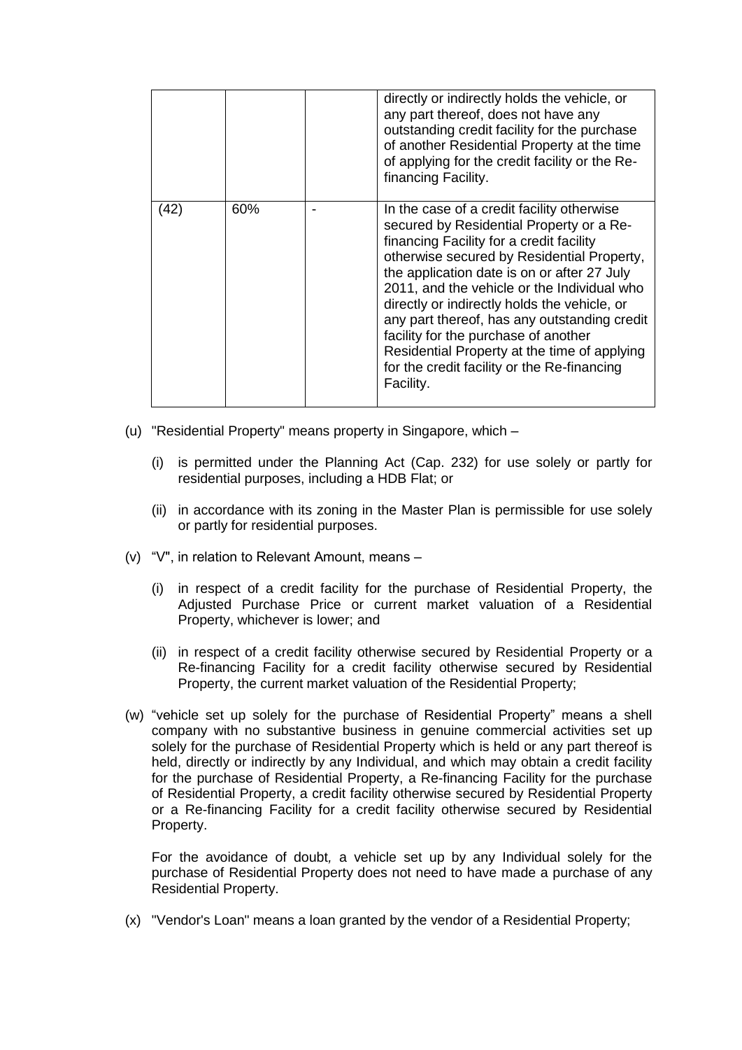| | | | |
|---|---|---|---|
| | | | directly or indirectly holds the vehicle, or any part thereof, does not have any outstanding credit facility for the purchase of another Residential Property at the time of applying for the credit facility or the Re-financing Facility. |
| (42) | 60% | - | In the case of a credit facility otherwise secured by Residential Property or a Re-financing Facility for a credit facility otherwise secured by Residential Property, the application date is on or after 27 July 2011, and the vehicle or the Individual who directly or indirectly holds the vehicle, or any part thereof, has any outstanding credit facility for the purchase of another Residential Property at the time of applying for the credit facility or the Re-financing Facility. |

(u) "Residential Property" means property in Singapore, which –

   (i) is permitted under the Planning Act (Cap. 232) for use solely or partly for residential purposes, including a HDB Flat; or

   (ii) in accordance with its zoning in the Master Plan is permissible for use solely or partly for residential purposes.

(v) "V", in relation to Relevant Amount, means –

   (i) in respect of a credit facility for the purchase of Residential Property, the Adjusted Purchase Price or current market valuation of a Residential Property, whichever is lower; and

   (ii) in respect of a credit facility otherwise secured by Residential Property or a Re-financing Facility for a credit facility otherwise secured by Residential Property, the current market valuation of the Residential Property;

(w) "vehicle set up solely for the purchase of Residential Property" means a shell company with no substantive business in genuine commercial activities set up solely for the purchase of Residential Property which is held or any part thereof is held, directly or indirectly by any Individual, and which may obtain a credit facility for the purchase of Residential Property, a Re-financing Facility for the purchase of Residential Property, a credit facility otherwise secured by Residential Property or a Re-financing Facility for a credit facility otherwise secured by Residential Property.

   For the avoidance of doubt, a vehicle set up by any Individual solely for the purchase of Residential Property does not need to have made a purchase of any Residential Property.

(x) "Vendor's Loan" means a loan granted by the vendor of a Residential Property;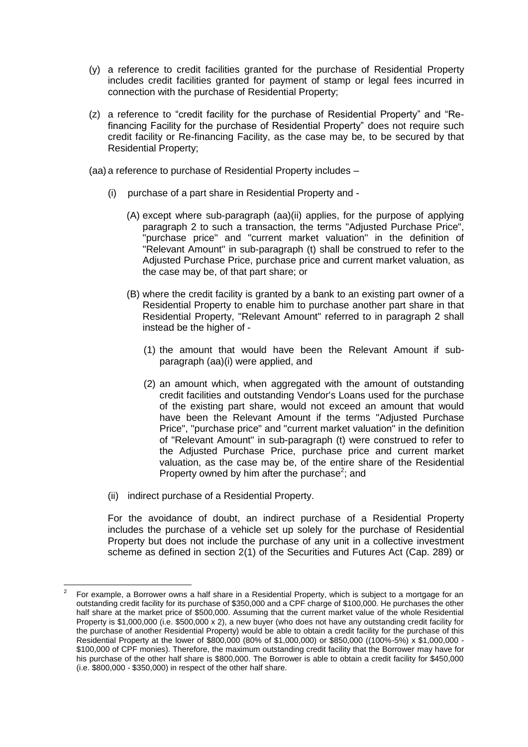(y) a reference to credit facilities granted for the purchase of Residential Property includes credit facilities granted for payment of stamp or legal fees incurred in connection with the purchase of Residential Property;

(z) a reference to "credit facility for the purchase of Residential Property" and "Re-financing Facility for the purchase of Residential Property" does not require such credit facility or Re-financing Facility, as the case may be, to be secured by that Residential Property;

(aa) a reference to purchase of Residential Property includes –

- (i) purchase of a part share in Residential Property and -

  - (A) except where sub-paragraph (aa)(ii) applies, for the purpose of applying paragraph 2 to such a transaction, the terms "Adjusted Purchase Price", "purchase price" and "current market valuation" in the definition of "Relevant Amount" in sub-paragraph (t) shall be construed to refer to the Adjusted Purchase Price, purchase price and current market valuation, as the case may be, of that part share; or

  - (B) where the credit facility is granted by a bank to an existing part owner of a Residential Property to enable him to purchase another part share in that Residential Property, "Relevant Amount" referred to in paragraph 2 shall instead be the higher of -

    - (1) the amount that would have been the Relevant Amount if sub-paragraph (aa)(i) were applied, and

    - (2) an amount which, when aggregated with the amount of outstanding credit facilities and outstanding Vendor's Loans used for the purchase of the existing part share, would not exceed an amount that would have been the Relevant Amount if the terms "Adjusted Purchase Price", "purchase price" and "current market valuation" in the definition of "Relevant Amount" in sub-paragraph (t) were construed to refer to the Adjusted Purchase Price, purchase price and current market valuation, as the case may be, of the entire share of the Residential Property owned by him after the purchase[2]; and

- (ii) indirect purchase of a Residential Property.

For the avoidance of doubt, an indirect purchase of a Residential Property includes the purchase of a vehicle set up solely for the purchase of Residential Property but does not include the purchase of any unit in a collective investment scheme as defined in section 2(1) of the Securities and Futures Act (Cap. 289) or

---

[2] For example, a Borrower owns a half share in a Residential Property, which is subject to a mortgage for an outstanding credit facility for its purchase of \$350,000 and a CPF charge of \$100,000. He purchases the other half share at the market price of \$500,000. Assuming that the current market value of the whole Residential Property is \$1,000,000 (i.e. \$500,000 x 2), a new buyer (who does not have any outstanding credit facility for the purchase of another Residential Property) would be able to obtain a credit facility for the purchase of this Residential Property at the lower of \$800,000 (80% of \$1,000,000) or \$850,000 ((100%-5%) x \$1,000,000 - \$100,000 of CPF monies). Therefore, the maximum outstanding credit facility that the Borrower may have for his purchase of the other half share is \$800,000. The Borrower is able to obtain a credit facility for \$450,000 (i.e. \$800,000 - \$350,000) in respect of the other half share.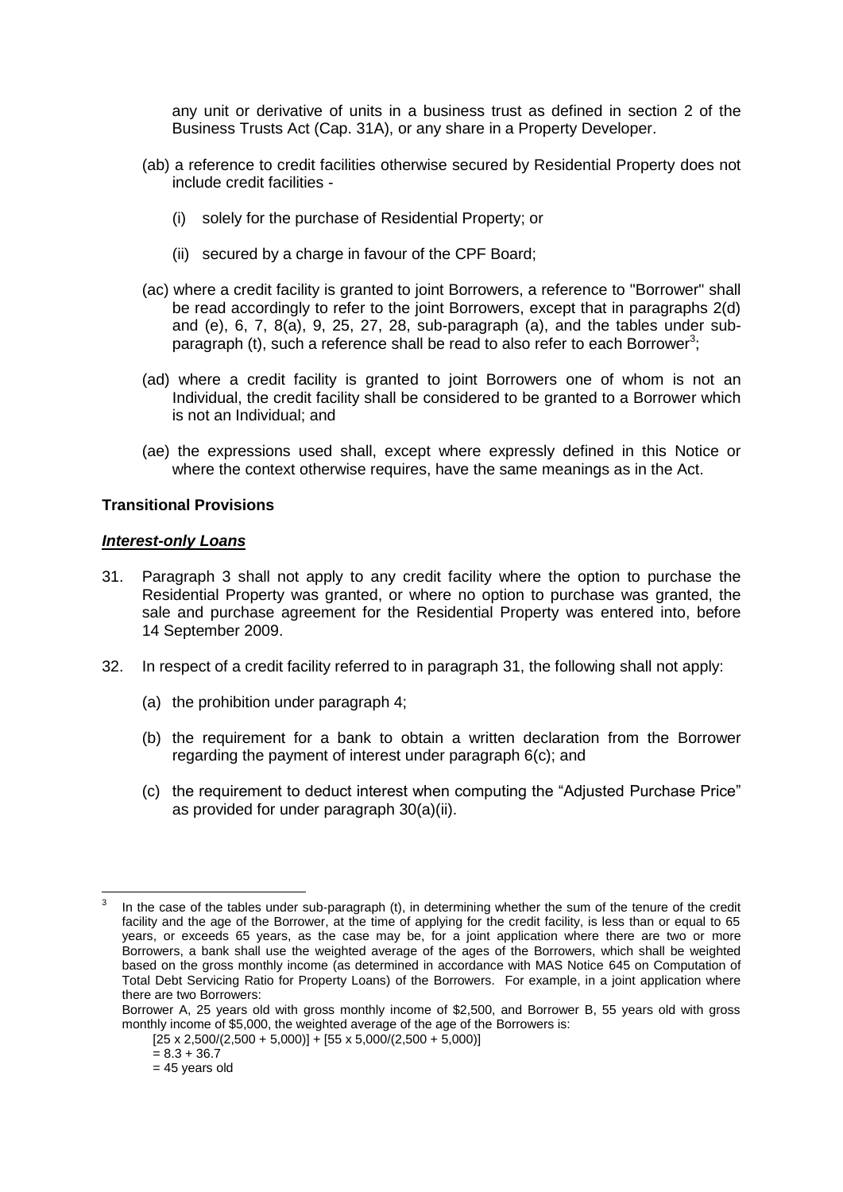any unit or derivative of units in a business trust as defined in section 2 of the Business Trusts Act (Cap. 31A), or any share in a Property Developer.

(ab) a reference to credit facilities otherwise secured by Residential Property does not include credit facilities -

(i) solely for the purchase of Residential Property; or

(ii) secured by a charge in favour of the CPF Board;

(ac) where a credit facility is granted to joint Borrowers, a reference to "Borrower" shall be read accordingly to refer to the joint Borrowers, except that in paragraphs 2(d) and (e), 6, 7, 8(a), 9, 25, 27, 28, sub-paragraph (a), and the tables under sub-paragraph (t), such a reference shall be read to also refer to each Borrower[3];

(ad) where a credit facility is granted to joint Borrowers one of whom is not an Individual, the credit facility shall be considered to be granted to a Borrower which is not an Individual; and

(ae) the expressions used shall, except where expressly defined in this Notice or where the context otherwise requires, have the same meanings as in the Act.

**Transitional Provisions**

***Interest-only Loans***

31. Paragraph 3 shall not apply to any credit facility where the option to purchase the Residential Property was granted, or where no option to purchase was granted, the sale and purchase agreement for the Residential Property was entered into, before 14 September 2009.

32. In respect of a credit facility referred to in paragraph 31, the following shall not apply:

(a) the prohibition under paragraph 4;

(b) the requirement for a bank to obtain a written declaration from the Borrower regarding the payment of interest under paragraph 6(c); and

(c) the requirement to deduct interest when computing the "Adjusted Purchase Price" as provided for under paragraph 30(a)(ii).

---

[3] In the case of the tables under sub-paragraph (t), in determining whether the sum of the tenure of the credit facility and the age of the Borrower, at the time of applying for the credit facility, is less than or equal to 65 years, or exceeds 65 years, as the case may be, for a joint application where there are two or more Borrowers, a bank shall use the weighted average of the ages of the Borrowers, which shall be weighted based on the gross monthly income (as determined in accordance with MAS Notice 645 on Computation of Total Debt Servicing Ratio for Property Loans) of the Borrowers. For example, in a joint application where there are two Borrowers:

Borrower A, 25 years old with gross monthly income of $2,500, and Borrower B, 55 years old with gross monthly income of $5,000, the weighted average of the age of the Borrowers is:

$[25 \times 2,500/(2,500 + 5,000)] + [55 \times 5,000/(2,500 + 5,000)]$

$= 8.3 + 36.7$

$= 45$ years old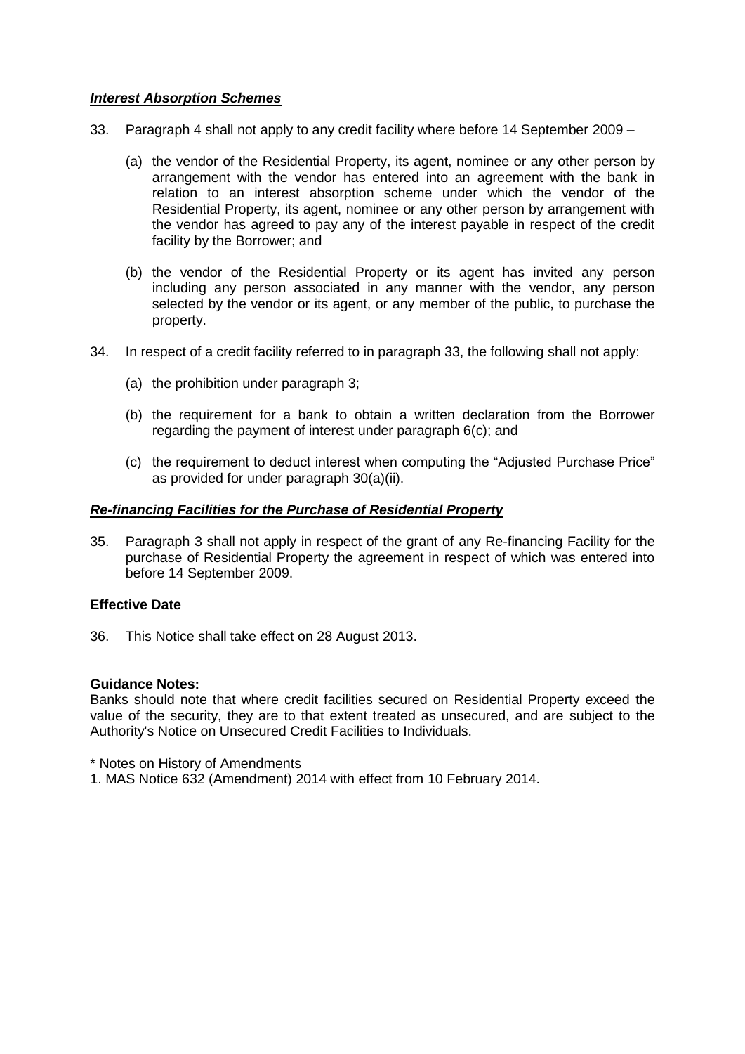***Interest Absorption Schemes***

33. Paragraph 4 shall not apply to any credit facility where before 14 September 2009 –

    (a) the vendor of the Residential Property, its agent, nominee or any other person by arrangement with the vendor has entered into an agreement with the bank in relation to an interest absorption scheme under which the vendor of the Residential Property, its agent, nominee or any other person by arrangement with the vendor has agreed to pay any of the interest payable in respect of the credit facility by the Borrower; and

    (b) the vendor of the Residential Property or its agent has invited any person including any person associated in any manner with the vendor, any person selected by the vendor or its agent, or any member of the public, to purchase the property.

34. In respect of a credit facility referred to in paragraph 33, the following shall not apply:

    (a) the prohibition under paragraph 3;

    (b) the requirement for a bank to obtain a written declaration from the Borrower regarding the payment of interest under paragraph 6(c); and

    (c) the requirement to deduct interest when computing the "Adjusted Purchase Price" as provided for under paragraph 30(a)(ii).

***Re-financing Facilities for the Purchase of Residential Property***

35. Paragraph 3 shall not apply in respect of the grant of any Re-financing Facility for the purchase of Residential Property the agreement in respect of which was entered into before 14 September 2009.

**Effective Date**

36. This Notice shall take effect on 28 August 2013.

**Guidance Notes:**
Banks should note that where credit facilities secured on Residential Property exceed the value of the security, they are to that extent treated as unsecured, and are subject to the Authority's Notice on Unsecured Credit Facilities to Individuals.

\* Notes on History of Amendments
1. MAS Notice 632 (Amendment) 2014 with effect from 10 February 2014.